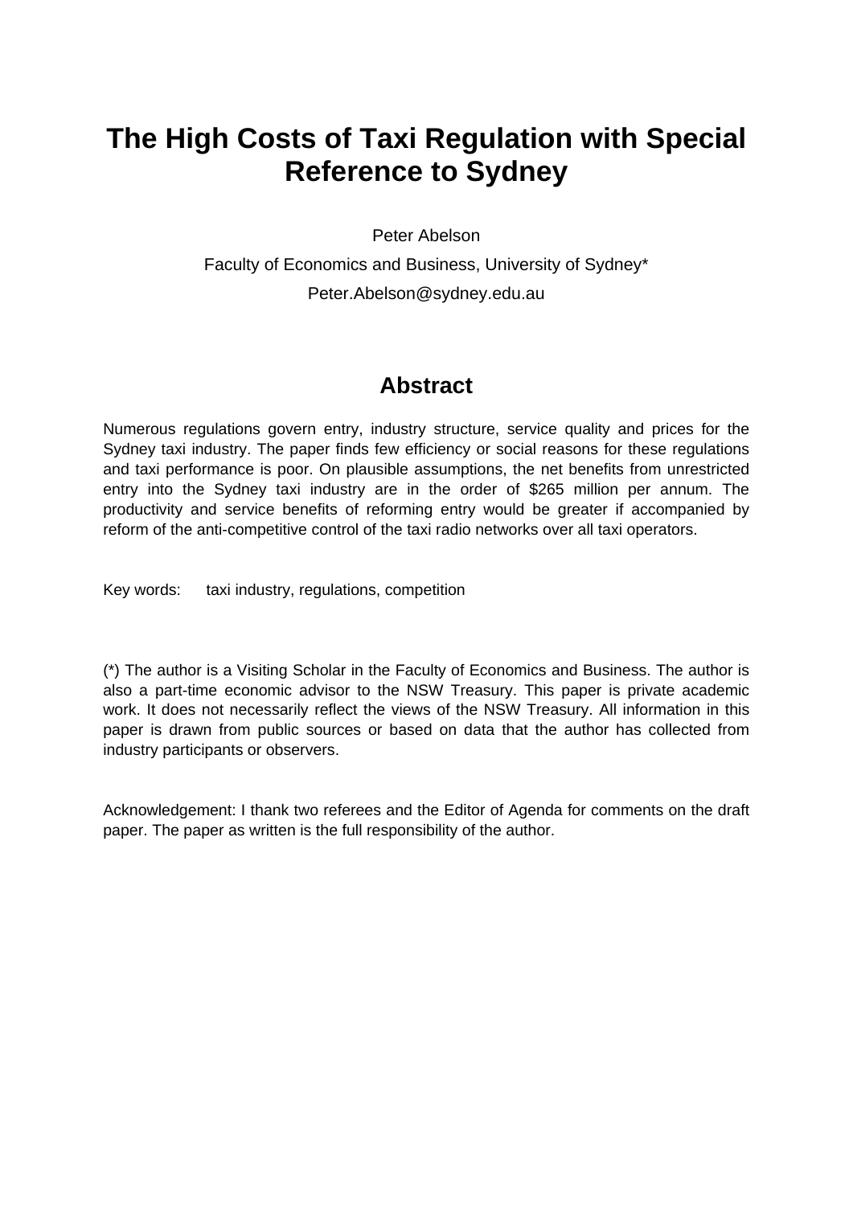# The High Costs of Taxi Regulation with Special Reference to Sydney

Peter Abelson

Faculty of Economics and Business, University of Sydney*

Peter.Abelson@sydney.edu.au

## Abstract

Numerous regulations govern entry, industry structure, service quality and prices for the Sydney taxi industry. The paper finds few efficiency or social reasons for these regulations and taxi performance is poor. On plausible assumptions, the net benefits from unrestricted entry into the Sydney taxi industry are in the order of $265 million per annum. The productivity and service benefits of reforming entry would be greater if accompanied by reform of the anti-competitive control of the taxi radio networks over all taxi operators.

Key words: taxi industry, regulations, competition

(*) The author is a Visiting Scholar in the Faculty of Economics and Business. The author is also a part-time economic advisor to the NSW Treasury. This paper is private academic work. It does not necessarily reflect the views of the NSW Treasury. All information in this paper is drawn from public sources or based on data that the author has collected from industry participants or observers.

Acknowledgement: I thank two referees and the Editor of Agenda for comments on the draft paper. The paper as written is the full responsibility of the author.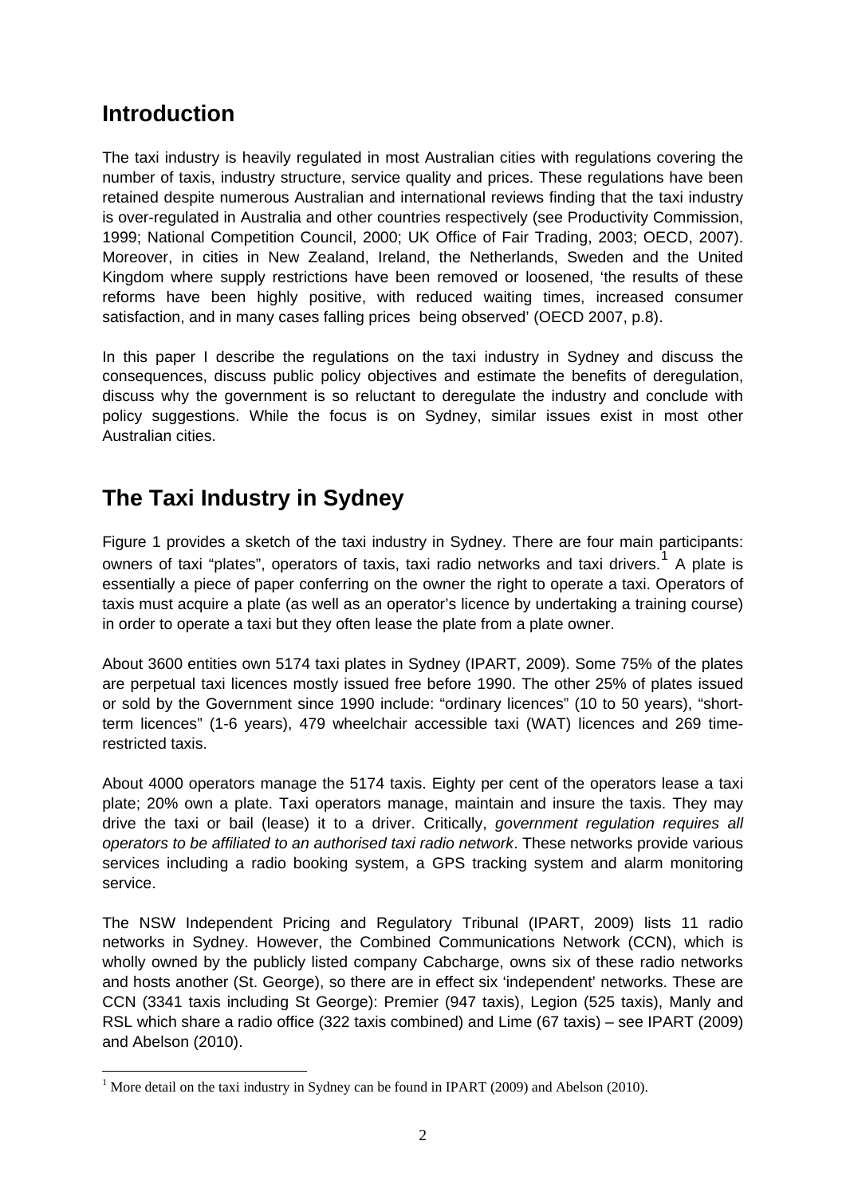## Introduction

The taxi industry is heavily regulated in most Australian cities with regulations covering the number of taxis, industry structure, service quality and prices. These regulations have been retained despite numerous Australian and international reviews finding that the taxi industry is over-regulated in Australia and other countries respectively (see Productivity Commission, 1999; National Competition Council, 2000; UK Office of Fair Trading, 2003; OECD, 2007). Moreover, in cities in New Zealand, Ireland, the Netherlands, Sweden and the United Kingdom where supply restrictions have been removed or loosened, 'the results of these reforms have been highly positive, with reduced waiting times, increased consumer satisfaction, and in many cases falling prices being observed' (OECD 2007, p.8).

In this paper I describe the regulations on the taxi industry in Sydney and discuss the consequences, discuss public policy objectives and estimate the benefits of deregulation, discuss why the government is so reluctant to deregulate the industry and conclude with policy suggestions. While the focus is on Sydney, similar issues exist in most other Australian cities.

## The Taxi Industry in Sydney

Figure 1 provides a sketch of the taxi industry in Sydney. There are four main participants: owners of taxi "plates", operators of taxis, taxi radio networks and taxi drivers.[1] A plate is essentially a piece of paper conferring on the owner the right to operate a taxi. Operators of taxis must acquire a plate (as well as an operator's licence by undertaking a training course) in order to operate a taxi but they often lease the plate from a plate owner.

About 3600 entities own 5174 taxi plates in Sydney (IPART, 2009). Some 75% of the plates are perpetual taxi licences mostly issued free before 1990. The other 25% of plates issued or sold by the Government since 1990 include: "ordinary licences" (10 to 50 years), "short-term licences" (1-6 years), 479 wheelchair accessible taxi (WAT) licences and 269 time-restricted taxis.

About 4000 operators manage the 5174 taxis. Eighty per cent of the operators lease a taxi plate; 20% own a plate. Taxi operators manage, maintain and insure the taxis. They may drive the taxi or bail (lease) it to a driver. Critically, *government regulation requires all operators to be affiliated to an authorised taxi radio network*. These networks provide various services including a radio booking system, a GPS tracking system and alarm monitoring service.

The NSW Independent Pricing and Regulatory Tribunal (IPART, 2009) lists 11 radio networks in Sydney. However, the Combined Communications Network (CCN), which is wholly owned by the publicly listed company Cabcharge, owns six of these radio networks and hosts another (St. George), so there are in effect six 'independent' networks. These are CCN (3341 taxis including St George): Premier (947 taxis), Legion (525 taxis), Manly and RSL which share a radio office (322 taxis combined) and Lime (67 taxis) – see IPART (2009) and Abelson (2010).

[1] More detail on the taxi industry in Sydney can be found in IPART (2009) and Abelson (2010).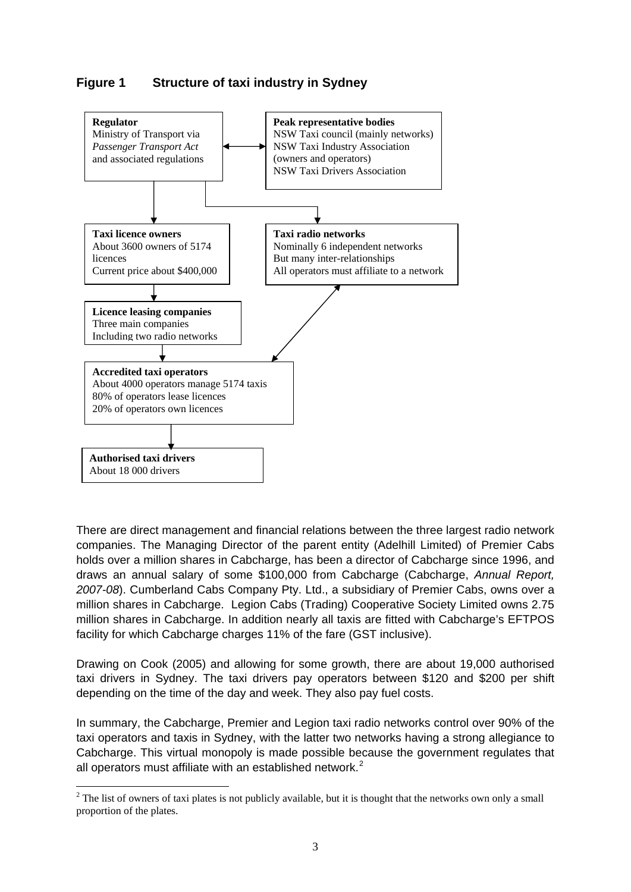## Figure 1 Structure of taxi industry in Sydney

**Regulator**
Ministry of Transport via *Passenger Transport Act* and associated regulations

**Peak representative bodies**
NSW Taxi council (mainly networks)
NSW Taxi Industry Association (owners and operators)
NSW Taxi Drivers Association

**Taxi licence owners**
About 3600 owners of 5174 licences
Current price about $400,000

**Taxi radio networks**
Nominally 6 independent networks
But many inter-relationships
All operators must affiliate to a network

**Licence leasing companies**
Three main companies
Including two radio networks

**Accredited taxi operators**
About 4000 operators manage 5174 taxis
80% of operators lease licences
20% of operators own licences

**Authorised taxi drivers**
About 18 000 drivers

There are direct management and financial relations between the three largest radio network companies. The Managing Director of the parent entity (Adelhill Limited) of Premier Cabs holds over a million shares in Cabcharge, has been a director of Cabcharge since 1996, and draws an annual salary of some $100,000 from Cabcharge (Cabcharge, *Annual Report, 2007-08*). Cumberland Cabs Company Pty. Ltd., a subsidiary of Premier Cabs, owns over a million shares in Cabcharge. Legion Cabs (Trading) Cooperative Society Limited owns 2.75 million shares in Cabcharge. In addition nearly all taxis are fitted with Cabcharge's EFTPOS facility for which Cabcharge charges 11% of the fare (GST inclusive).

Drawing on Cook (2005) and allowing for some growth, there are about 19,000 authorised taxi drivers in Sydney. The taxi drivers pay operators between $120 and $200 per shift depending on the time of the day and week. They also pay fuel costs.

In summary, the Cabcharge, Premier and Legion taxi radio networks control over 90% of the taxi operators and taxis in Sydney, with the latter two networks having a strong allegiance to Cabcharge. This virtual monopoly is made possible because the government regulates that all operators must affiliate with an established network.[2]

[2] The list of owners of taxi plates is not publicly available, but it is thought that the networks own only a small proportion of the plates.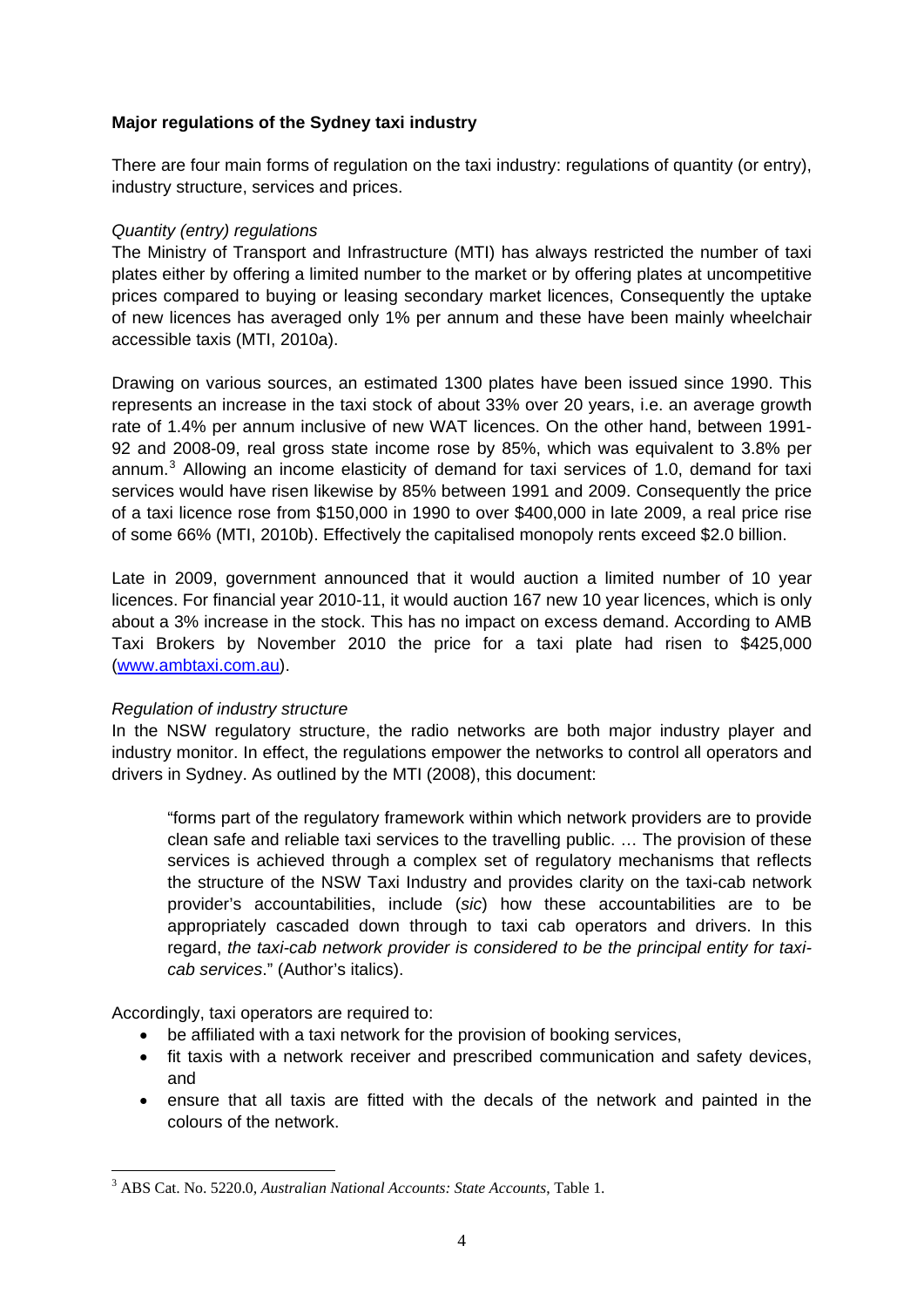**Major regulations of the Sydney taxi industry**

There are four main forms of regulation on the taxi industry: regulations of quantity (or entry), industry structure, services and prices.

*Quantity (entry) regulations*

The Ministry of Transport and Infrastructure (MTI) has always restricted the number of taxi plates either by offering a limited number to the market or by offering plates at uncompetitive prices compared to buying or leasing secondary market licences, Consequently the uptake of new licences has averaged only 1% per annum and these have been mainly wheelchair accessible taxis (MTI, 2010a).

Drawing on various sources, an estimated 1300 plates have been issued since 1990. This represents an increase in the taxi stock of about 33% over 20 years, i.e. an average growth rate of 1.4% per annum inclusive of new WAT licences. On the other hand, between 1991-92 and 2008-09, real gross state income rose by 85%, which was equivalent to 3.8% per annum.[3] Allowing an income elasticity of demand for taxi services of 1.0, demand for taxi services would have risen likewise by 85% between 1991 and 2009. Consequently the price of a taxi licence rose from $150,000 in 1990 to over $400,000 in late 2009, a real price rise of some 66% (MTI, 2010b). Effectively the capitalised monopoly rents exceed $2.0 billion.

Late in 2009, government announced that it would auction a limited number of 10 year licences. For financial year 2010-11, it would auction 167 new 10 year licences, which is only about a 3% increase in the stock. This has no impact on excess demand. According to AMB Taxi Brokers by November 2010 the price for a taxi plate had risen to $425,000 (www.ambtaxi.com.au).

*Regulation of industry structure*

In the NSW regulatory structure, the radio networks are both major industry player and industry monitor. In effect, the regulations empower the networks to control all operators and drivers in Sydney. As outlined by the MTI (2008), this document:

> "forms part of the regulatory framework within which network providers are to provide clean safe and reliable taxi services to the travelling public. … The provision of these services is achieved through a complex set of regulatory mechanisms that reflects the structure of the NSW Taxi Industry and provides clarity on the taxi-cab network provider's accountabilities, include (*sic*) how these accountabilities are to be appropriately cascaded down through to taxi cab operators and drivers. In this regard, *the taxi-cab network provider is considered to be the principal entity for taxi-cab services*." (Author's italics).

Accordingly, taxi operators are required to:

- be affiliated with a taxi network for the provision of booking services,
- fit taxis with a network receiver and prescribed communication and safety devices, and
- ensure that all taxis are fitted with the decals of the network and painted in the colours of the network.

[3] ABS Cat. No. 5220.0, *Australian National Accounts: State Accounts*, Table 1.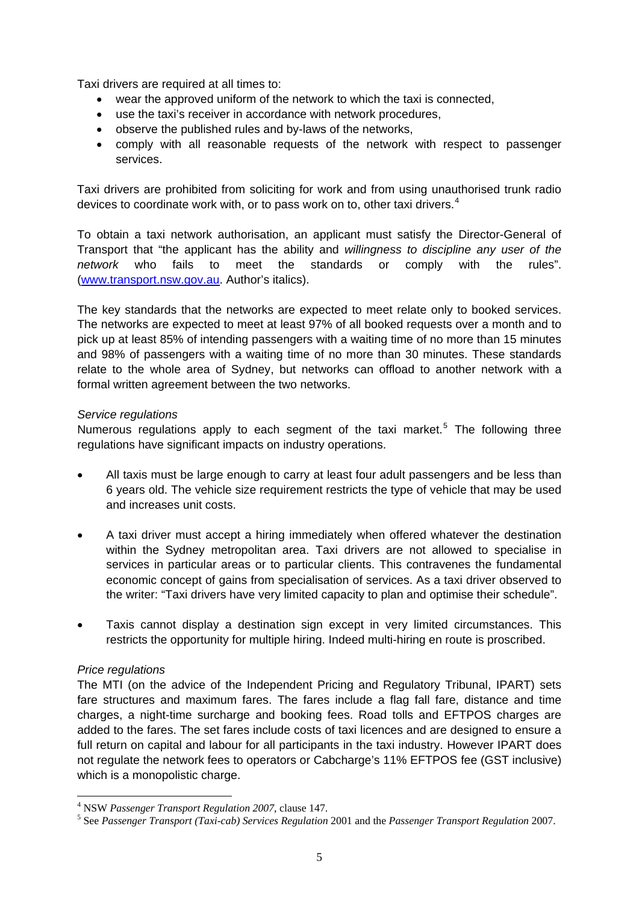Taxi drivers are required at all times to:

- wear the approved uniform of the network to which the taxi is connected,
- use the taxi's receiver in accordance with network procedures,
- observe the published rules and by-laws of the networks,
- comply with all reasonable requests of the network with respect to passenger services.

Taxi drivers are prohibited from soliciting for work and from using unauthorised trunk radio devices to coordinate work with, or to pass work on to, other taxi drivers.[4]

To obtain a taxi network authorisation, an applicant must satisfy the Director-General of Transport that "the applicant has the ability and *willingness to discipline any user of the network* who fails to meet the standards or comply with the rules". (www.transport.nsw.gov.au. Author's italics).

The key standards that the networks are expected to meet relate only to booked services. The networks are expected to meet at least 97% of all booked requests over a month and to pick up at least 85% of intending passengers with a waiting time of no more than 15 minutes and 98% of passengers with a waiting time of no more than 30 minutes. These standards relate to the whole area of Sydney, but networks can offload to another network with a formal written agreement between the two networks.

*Service regulations*

Numerous regulations apply to each segment of the taxi market.[5] The following three regulations have significant impacts on industry operations.

- All taxis must be large enough to carry at least four adult passengers and be less than 6 years old. The vehicle size requirement restricts the type of vehicle that may be used and increases unit costs.

- A taxi driver must accept a hiring immediately when offered whatever the destination within the Sydney metropolitan area. Taxi drivers are not allowed to specialise in services in particular areas or to particular clients. This contravenes the fundamental economic concept of gains from specialisation of services. As a taxi driver observed to the writer: "Taxi drivers have very limited capacity to plan and optimise their schedule".

- Taxis cannot display a destination sign except in very limited circumstances. This restricts the opportunity for multiple hiring. Indeed multi-hiring en route is proscribed.

*Price regulations*

The MTI (on the advice of the Independent Pricing and Regulatory Tribunal, IPART) sets fare structures and maximum fares. The fares include a flag fall fare, distance and time charges, a night-time surcharge and booking fees. Road tolls and EFTPOS charges are added to the fares. The set fares include costs of taxi licences and are designed to ensure a full return on capital and labour for all participants in the taxi industry. However IPART does not regulate the network fees to operators or Cabcharge's 11% EFTPOS fee (GST inclusive) which is a monopolistic charge.

---

[4] NSW *Passenger Transport Regulation 2007*, clause 147.

[5] See *Passenger Transport (Taxi-cab) Services Regulation* 2001 and the *Passenger Transport Regulation* 2007.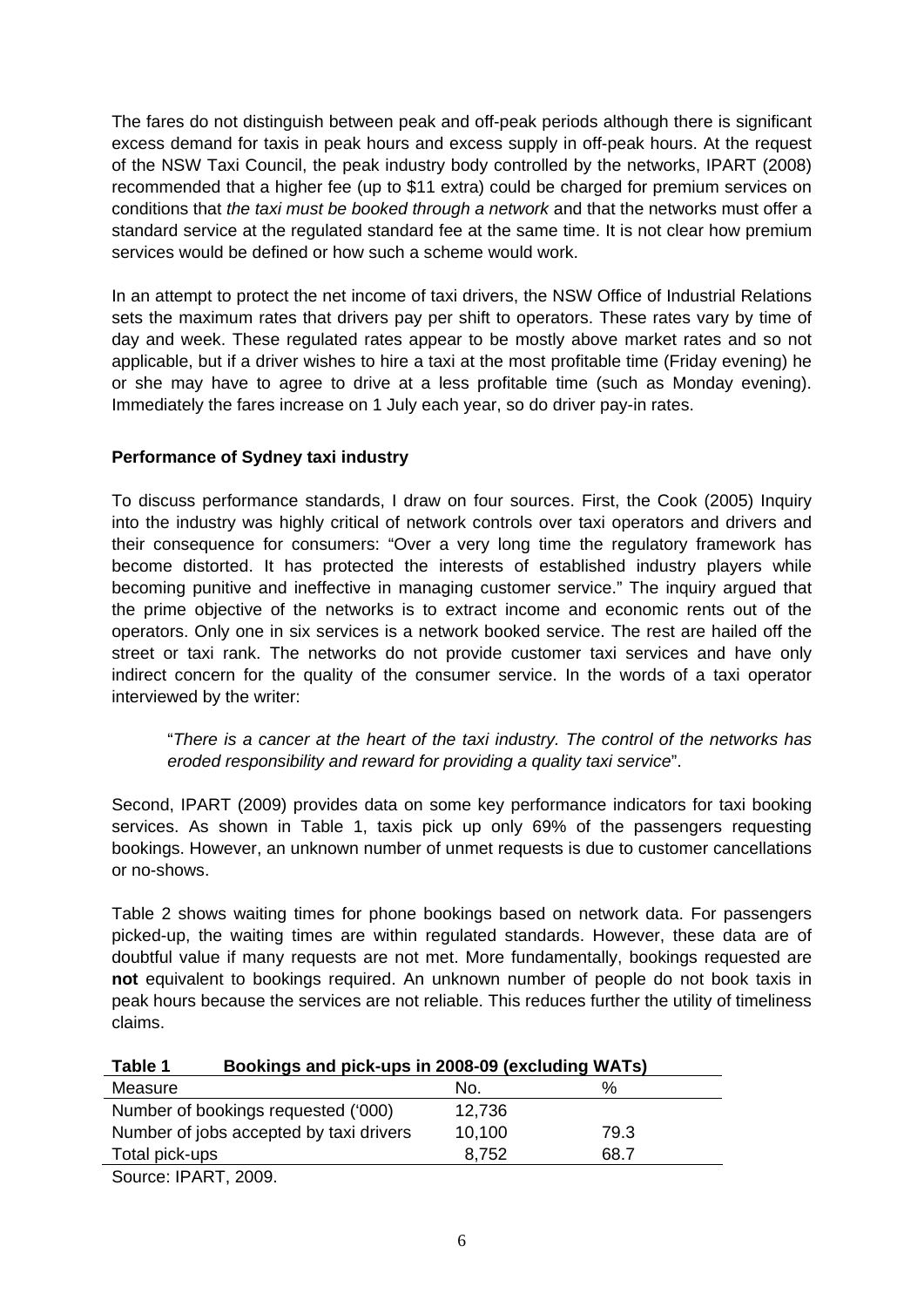The fares do not distinguish between peak and off-peak periods although there is significant excess demand for taxis in peak hours and excess supply in off-peak hours. At the request of the NSW Taxi Council, the peak industry body controlled by the networks, IPART (2008) recommended that a higher fee (up to $11 extra) could be charged for premium services on conditions that *the taxi must be booked through a network* and that the networks must offer a standard service at the regulated standard fee at the same time. It is not clear how premium services would be defined or how such a scheme would work.

In an attempt to protect the net income of taxi drivers, the NSW Office of Industrial Relations sets the maximum rates that drivers pay per shift to operators. These rates vary by time of day and week. These regulated rates appear to be mostly above market rates and so not applicable, but if a driver wishes to hire a taxi at the most profitable time (Friday evening) he or she may have to agree to drive at a less profitable time (such as Monday evening). Immediately the fares increase on 1 July each year, so do driver pay-in rates.

**Performance of Sydney taxi industry**

To discuss performance standards, I draw on four sources. First, the Cook (2005) Inquiry into the industry was highly critical of network controls over taxi operators and drivers and their consequence for consumers: "Over a very long time the regulatory framework has become distorted. It has protected the interests of established industry players while becoming punitive and ineffective in managing customer service." The inquiry argued that the prime objective of the networks is to extract income and economic rents out of the operators. Only one in six services is a network booked service. The rest are hailed off the street or taxi rank. The networks do not provide customer taxi services and have only indirect concern for the quality of the consumer service. In the words of a taxi operator interviewed by the writer:

> "*There is a cancer at the heart of the taxi industry. The control of the networks has eroded responsibility and reward for providing a quality taxi service*".

Second, IPART (2009) provides data on some key performance indicators for taxi booking services. As shown in Table 1, taxis pick up only 69% of the passengers requesting bookings. However, an unknown number of unmet requests is due to customer cancellations or no-shows.

Table 2 shows waiting times for phone bookings based on network data. For passengers picked-up, the waiting times are within regulated standards. However, these data are of doubtful value if many requests are not met. More fundamentally, bookings requested are **not** equivalent to bookings required. An unknown number of people do not book taxis in peak hours because the services are not reliable. This reduces further the utility of timeliness claims.

**Table 1 Bookings and pick-ups in 2008-09 (excluding WATs)**

| Measure | No. | % |
|---|---|---|
| Number of bookings requested ('000) | 12,736 | |
| Number of jobs accepted by taxi drivers | 10,100 | 79.3 |
| Total pick-ups | 8,752 | 68.7 |

Source: IPART, 2009.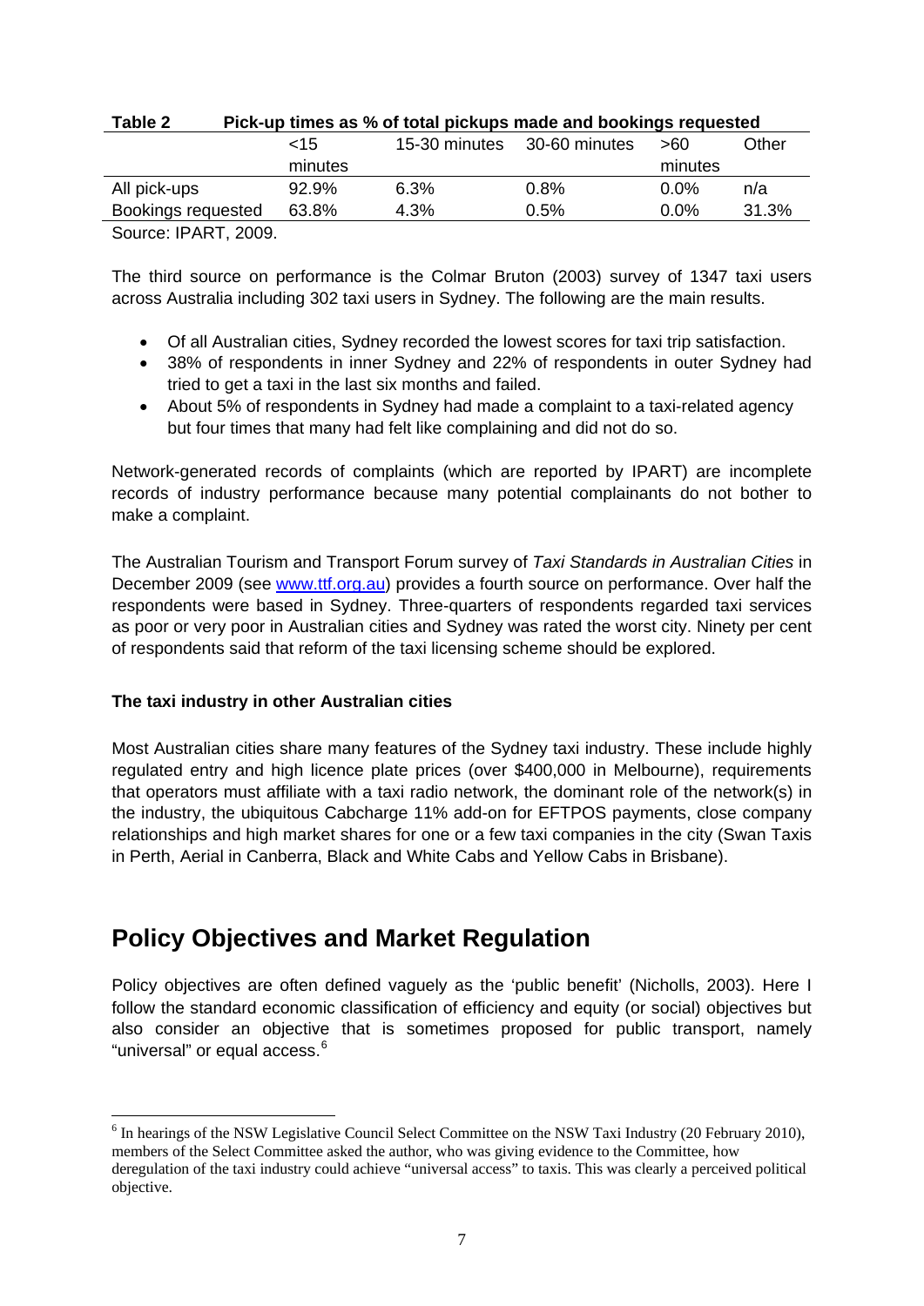**Table 2 Pick-up times as % of total pickups made and bookings requested**

| | <15 minutes | 15-30 minutes | 30-60 minutes | >60 minutes | Other |
|---|---|---|---|---|---|
| All pick-ups | 92.9% | 6.3% | 0.8% | 0.0% | n/a |
| Bookings requested | 63.8% | 4.3% | 0.5% | 0.0% | 31.3% |

Source: IPART, 2009.

The third source on performance is the Colmar Bruton (2003) survey of 1347 taxi users across Australia including 302 taxi users in Sydney. The following are the main results.

- Of all Australian cities, Sydney recorded the lowest scores for taxi trip satisfaction.
- 38% of respondents in inner Sydney and 22% of respondents in outer Sydney had tried to get a taxi in the last six months and failed.
- About 5% of respondents in Sydney had made a complaint to a taxi-related agency but four times that many had felt like complaining and did not do so.

Network-generated records of complaints (which are reported by IPART) are incomplete records of industry performance because many potential complainants do not bother to make a complaint.

The Australian Tourism and Transport Forum survey of *Taxi Standards in Australian Cities* in December 2009 (see www.ttf.org.au) provides a fourth source on performance. Over half the respondents were based in Sydney. Three-quarters of respondents regarded taxi services as poor or very poor in Australian cities and Sydney was rated the worst city. Ninety per cent of respondents said that reform of the taxi licensing scheme should be explored.

**The taxi industry in other Australian cities**

Most Australian cities share many features of the Sydney taxi industry. These include highly regulated entry and high licence plate prices (over $400,000 in Melbourne), requirements that operators must affiliate with a taxi radio network, the dominant role of the network(s) in the industry, the ubiquitous Cabcharge 11% add-on for EFTPOS payments, close company relationships and high market shares for one or a few taxi companies in the city (Swan Taxis in Perth, Aerial in Canberra, Black and White Cabs and Yellow Cabs in Brisbane).

## Policy Objectives and Market Regulation

Policy objectives are often defined vaguely as the 'public benefit' (Nicholls, 2003). Here I follow the standard economic classification of efficiency and equity (or social) objectives but also consider an objective that is sometimes proposed for public transport, namely "universal" or equal access.[6]

[6] In hearings of the NSW Legislative Council Select Committee on the NSW Taxi Industry (20 February 2010), members of the Select Committee asked the author, who was giving evidence to the Committee, how deregulation of the taxi industry could achieve "universal access" to taxis. This was clearly a perceived political objective.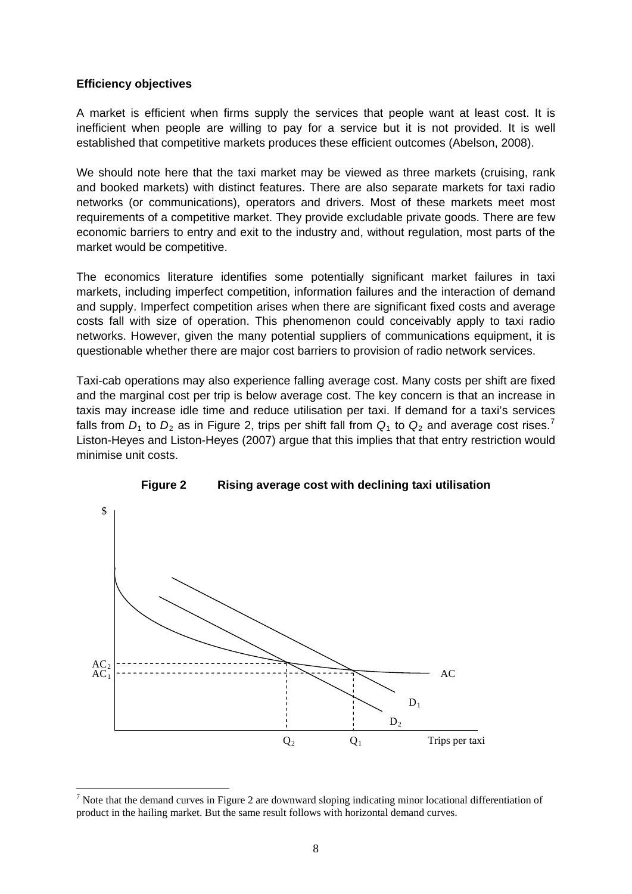**Efficiency objectives**

A market is efficient when firms supply the services that people want at least cost. It is inefficient when people are willing to pay for a service but it is not provided. It is well established that competitive markets produces these efficient outcomes (Abelson, 2008).

We should note here that the taxi market may be viewed as three markets (cruising, rank and booked markets) with distinct features. There are also separate markets for taxi radio networks (or communications), operators and drivers. Most of these markets meet most requirements of a competitive market. They provide excludable private goods. There are few economic barriers to entry and exit to the industry and, without regulation, most parts of the market would be competitive.

The economics literature identifies some potentially significant market failures in taxi markets, including imperfect competition, information failures and the interaction of demand and supply. Imperfect competition arises when there are significant fixed costs and average costs fall with size of operation. This phenomenon could conceivably apply to taxi radio networks. However, given the many potential suppliers of communications equipment, it is questionable whether there are major cost barriers to provision of radio network services.

Taxi-cab operations may also experience falling average cost. Many costs per shift are fixed and the marginal cost per trip is below average cost. The key concern is that an increase in taxis may increase idle time and reduce utilisation per taxi. If demand for a taxi's services falls from $D_1$ to $D_2$ as in Figure 2, trips per shift fall from $Q_1$ to $Q_2$ and average cost rises.[7] Liston-Heyes and Liston-Heyes (2007) argue that this implies that that entry restriction would minimise unit costs.

**Figure 2 Rising average cost with declining taxi utilisation**

[7] Note that the demand curves in Figure 2 are downward sloping indicating minor locational differentiation of product in the hailing market. But the same result follows with horizontal demand curves.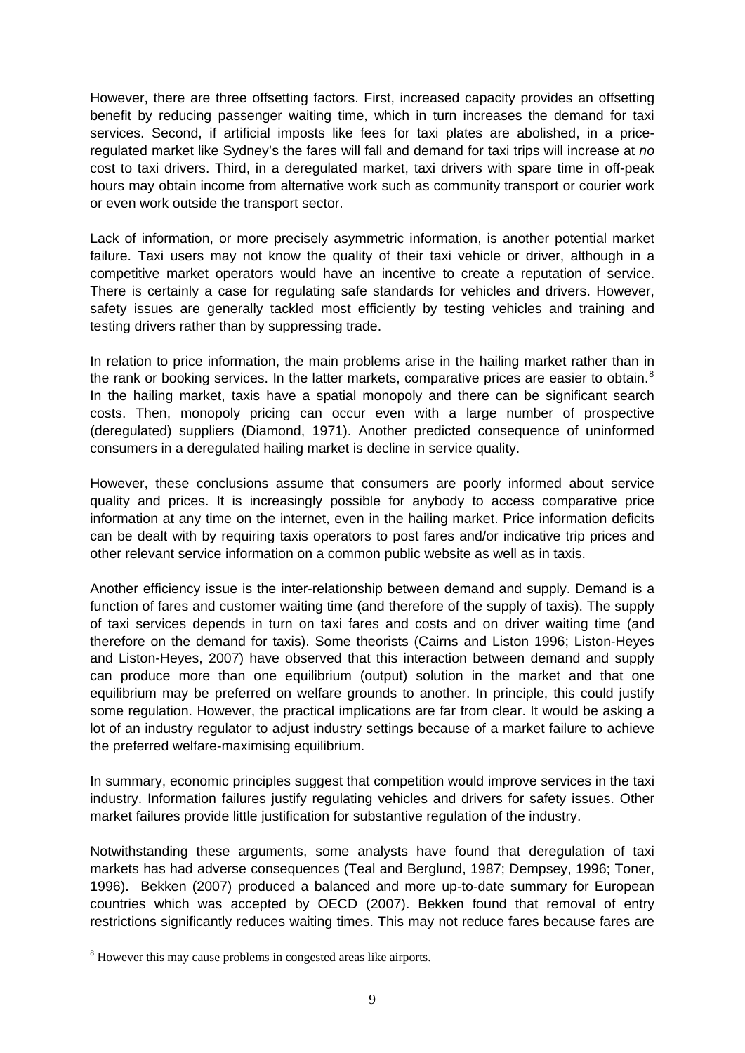However, there are three offsetting factors. First, increased capacity provides an offsetting benefit by reducing passenger waiting time, which in turn increases the demand for taxi services. Second, if artificial imposts like fees for taxi plates are abolished, in a price-regulated market like Sydney's the fares will fall and demand for taxi trips will increase at *no* cost to taxi drivers. Third, in a deregulated market, taxi drivers with spare time in off-peak hours may obtain income from alternative work such as community transport or courier work or even work outside the transport sector.

Lack of information, or more precisely asymmetric information, is another potential market failure. Taxi users may not know the quality of their taxi vehicle or driver, although in a competitive market operators would have an incentive to create a reputation of service. There is certainly a case for regulating safe standards for vehicles and drivers. However, safety issues are generally tackled most efficiently by testing vehicles and training and testing drivers rather than by suppressing trade.

In relation to price information, the main problems arise in the hailing market rather than in the rank or booking services. In the latter markets, comparative prices are easier to obtain.[8] In the hailing market, taxis have a spatial monopoly and there can be significant search costs. Then, monopoly pricing can occur even with a large number of prospective (deregulated) suppliers (Diamond, 1971). Another predicted consequence of uninformed consumers in a deregulated hailing market is decline in service quality.

However, these conclusions assume that consumers are poorly informed about service quality and prices. It is increasingly possible for anybody to access comparative price information at any time on the internet, even in the hailing market. Price information deficits can be dealt with by requiring taxis operators to post fares and/or indicative trip prices and other relevant service information on a common public website as well as in taxis.

Another efficiency issue is the inter-relationship between demand and supply. Demand is a function of fares and customer waiting time (and therefore of the supply of taxis). The supply of taxi services depends in turn on taxi fares and costs and on driver waiting time (and therefore on the demand for taxis). Some theorists (Cairns and Liston 1996; Liston-Heyes and Liston-Heyes, 2007) have observed that this interaction between demand and supply can produce more than one equilibrium (output) solution in the market and that one equilibrium may be preferred on welfare grounds to another. In principle, this could justify some regulation. However, the practical implications are far from clear. It would be asking a lot of an industry regulator to adjust industry settings because of a market failure to achieve the preferred welfare-maximising equilibrium.

In summary, economic principles suggest that competition would improve services in the taxi industry. Information failures justify regulating vehicles and drivers for safety issues. Other market failures provide little justification for substantive regulation of the industry.

Notwithstanding these arguments, some analysts have found that deregulation of taxi markets has had adverse consequences (Teal and Berglund, 1987; Dempsey, 1996; Toner, 1996). Bekken (2007) produced a balanced and more up-to-date summary for European countries which was accepted by OECD (2007). Bekken found that removal of entry restrictions significantly reduces waiting times. This may not reduce fares because fares are

[8] However this may cause problems in congested areas like airports.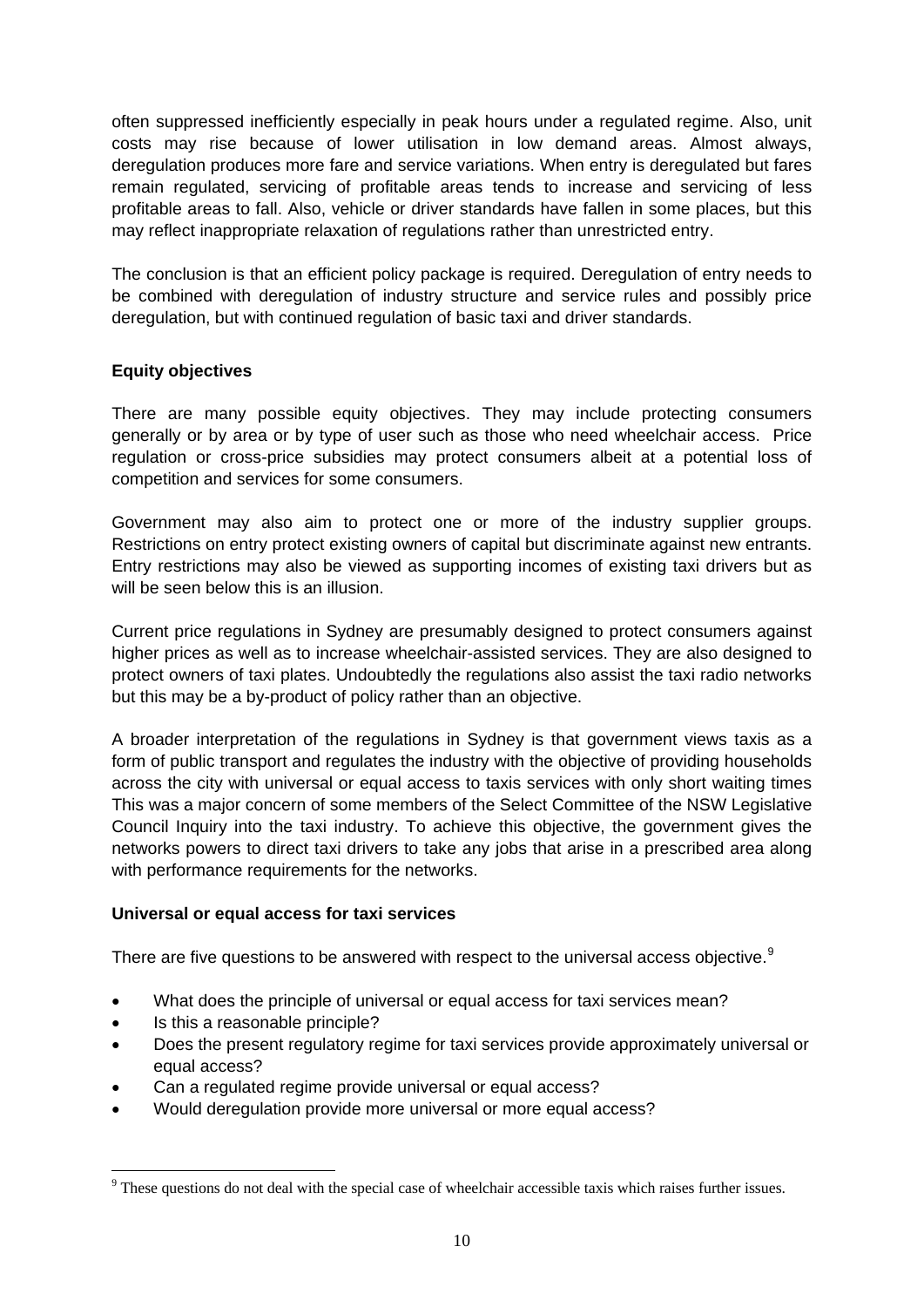often suppressed inefficiently especially in peak hours under a regulated regime. Also, unit costs may rise because of lower utilisation in low demand areas. Almost always, deregulation produces more fare and service variations. When entry is deregulated but fares remain regulated, servicing of profitable areas tends to increase and servicing of less profitable areas to fall. Also, vehicle or driver standards have fallen in some places, but this may reflect inappropriate relaxation of regulations rather than unrestricted entry.

The conclusion is that an efficient policy package is required. Deregulation of entry needs to be combined with deregulation of industry structure and service rules and possibly price deregulation, but with continued regulation of basic taxi and driver standards.

**Equity objectives**

There are many possible equity objectives. They may include protecting consumers generally or by area or by type of user such as those who need wheelchair access. Price regulation or cross-price subsidies may protect consumers albeit at a potential loss of competition and services for some consumers.

Government may also aim to protect one or more of the industry supplier groups. Restrictions on entry protect existing owners of capital but discriminate against new entrants. Entry restrictions may also be viewed as supporting incomes of existing taxi drivers but as will be seen below this is an illusion.

Current price regulations in Sydney are presumably designed to protect consumers against higher prices as well as to increase wheelchair-assisted services. They are also designed to protect owners of taxi plates. Undoubtedly the regulations also assist the taxi radio networks but this may be a by-product of policy rather than an objective.

A broader interpretation of the regulations in Sydney is that government views taxis as a form of public transport and regulates the industry with the objective of providing households across the city with universal or equal access to taxis services with only short waiting times This was a major concern of some members of the Select Committee of the NSW Legislative Council Inquiry into the taxi industry. To achieve this objective, the government gives the networks powers to direct taxi drivers to take any jobs that arise in a prescribed area along with performance requirements for the networks.

**Universal or equal access for taxi services**

There are five questions to be answered with respect to the universal access objective.[9]

- What does the principle of universal or equal access for taxi services mean?
- Is this a reasonable principle?
- Does the present regulatory regime for taxi services provide approximately universal or equal access?
- Can a regulated regime provide universal or equal access?
- Would deregulation provide more universal or more equal access?

[9] These questions do not deal with the special case of wheelchair accessible taxis which raises further issues.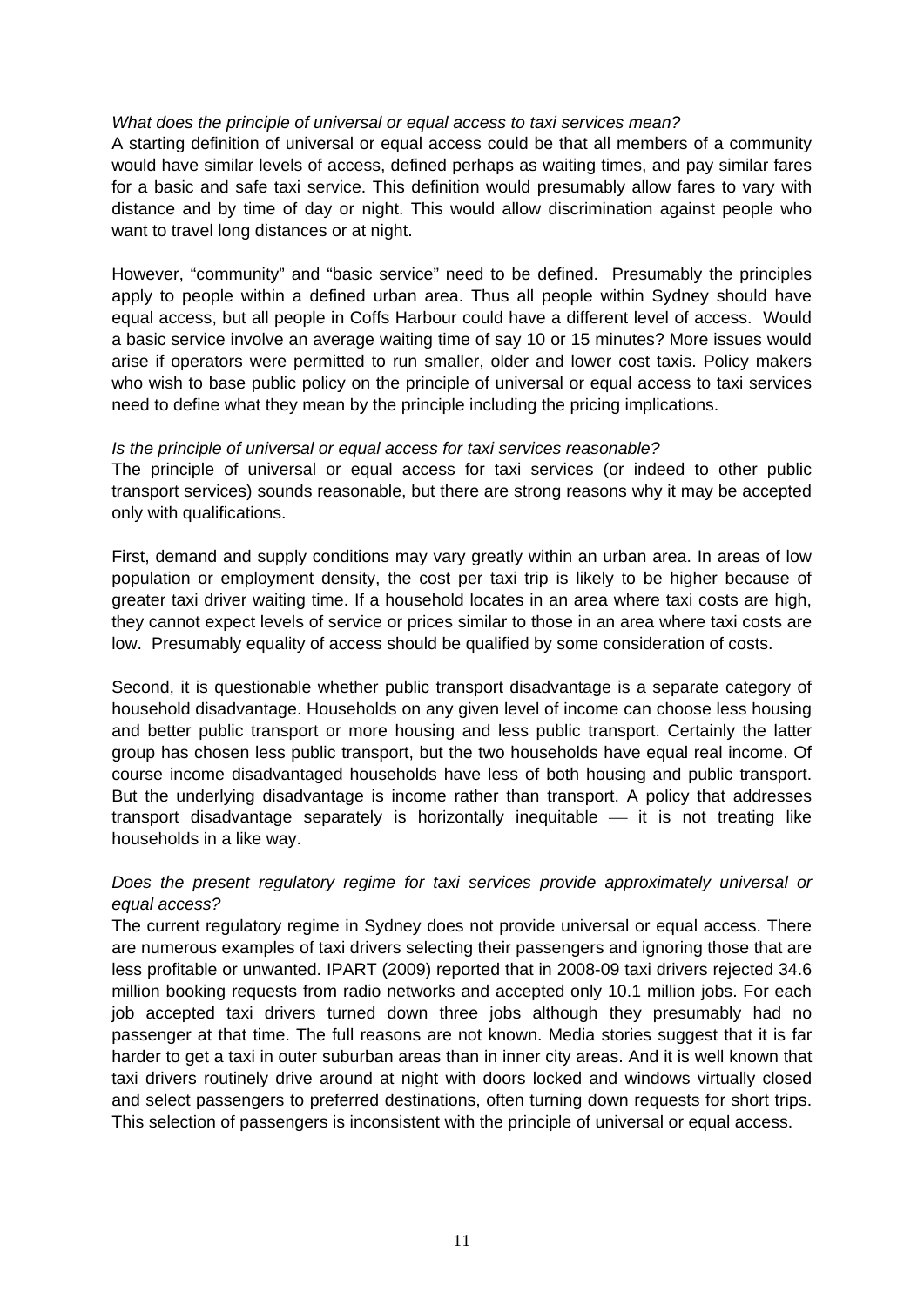*What does the principle of universal or equal access to taxi services mean?*

A starting definition of universal or equal access could be that all members of a community would have similar levels of access, defined perhaps as waiting times, and pay similar fares for a basic and safe taxi service. This definition would presumably allow fares to vary with distance and by time of day or night. This would allow discrimination against people who want to travel long distances or at night.

However, "community" and "basic service" need to be defined. Presumably the principles apply to people within a defined urban area. Thus all people within Sydney should have equal access, but all people in Coffs Harbour could have a different level of access. Would a basic service involve an average waiting time of say 10 or 15 minutes? More issues would arise if operators were permitted to run smaller, older and lower cost taxis. Policy makers who wish to base public policy on the principle of universal or equal access to taxi services need to define what they mean by the principle including the pricing implications.

*Is the principle of universal or equal access for taxi services reasonable?*

The principle of universal or equal access for taxi services (or indeed to other public transport services) sounds reasonable, but there are strong reasons why it may be accepted only with qualifications.

First, demand and supply conditions may vary greatly within an urban area. In areas of low population or employment density, the cost per taxi trip is likely to be higher because of greater taxi driver waiting time. If a household locates in an area where taxi costs are high, they cannot expect levels of service or prices similar to those in an area where taxi costs are low. Presumably equality of access should be qualified by some consideration of costs.

Second, it is questionable whether public transport disadvantage is a separate category of household disadvantage. Households on any given level of income can choose less housing and better public transport or more housing and less public transport. Certainly the latter group has chosen less public transport, but the two households have equal real income. Of course income disadvantaged households have less of both housing and public transport. But the underlying disadvantage is income rather than transport. A policy that addresses transport disadvantage separately is horizontally inequitable — it is not treating like households in a like way.

*Does the present regulatory regime for taxi services provide approximately universal or equal access?*

The current regulatory regime in Sydney does not provide universal or equal access. There are numerous examples of taxi drivers selecting their passengers and ignoring those that are less profitable or unwanted. IPART (2009) reported that in 2008-09 taxi drivers rejected 34.6 million booking requests from radio networks and accepted only 10.1 million jobs. For each job accepted taxi drivers turned down three jobs although they presumably had no passenger at that time. The full reasons are not known. Media stories suggest that it is far harder to get a taxi in outer suburban areas than in inner city areas. And it is well known that taxi drivers routinely drive around at night with doors locked and windows virtually closed and select passengers to preferred destinations, often turning down requests for short trips. This selection of passengers is inconsistent with the principle of universal or equal access.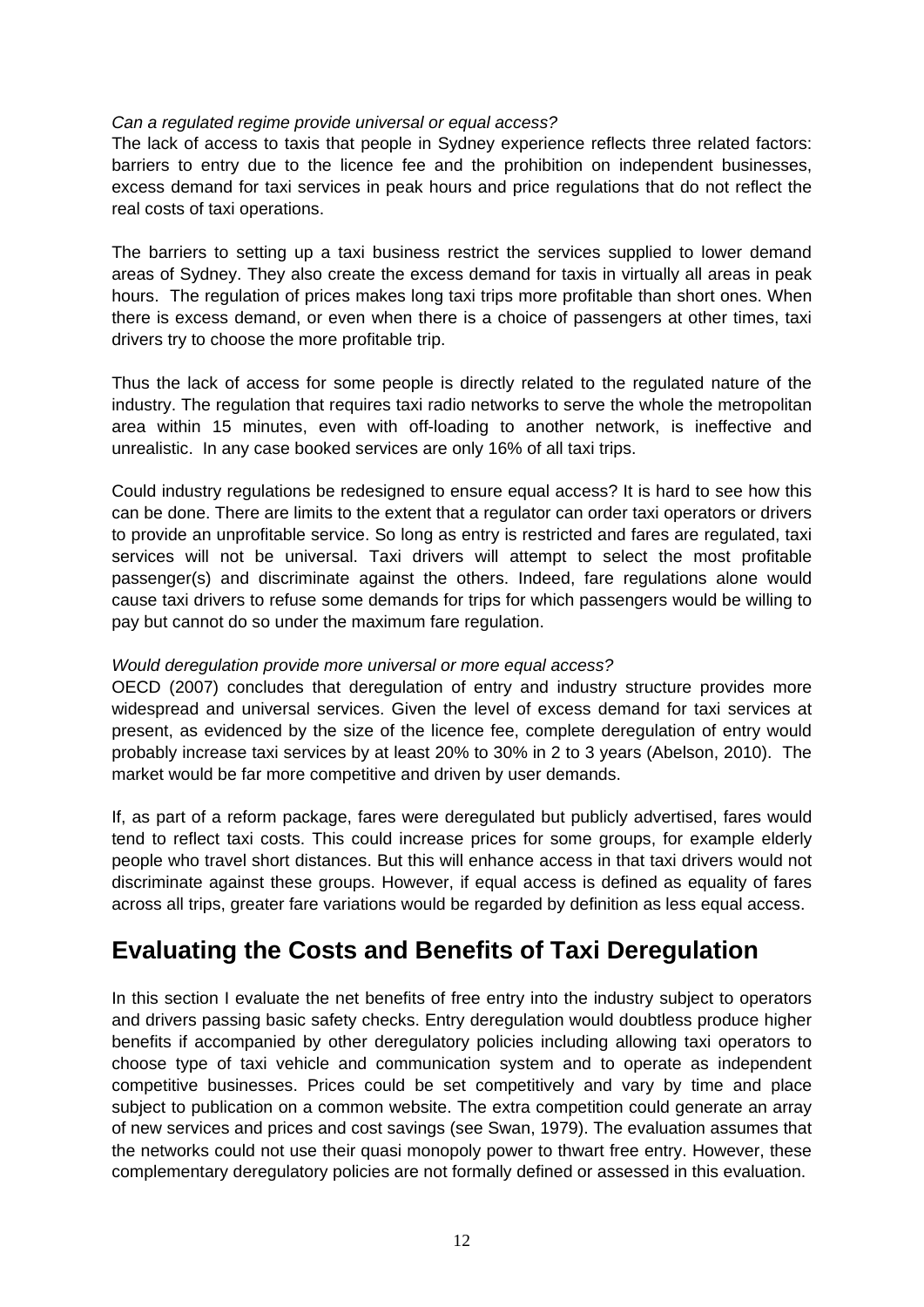*Can a regulated regime provide universal or equal access?*

The lack of access to taxis that people in Sydney experience reflects three related factors: barriers to entry due to the licence fee and the prohibition on independent businesses, excess demand for taxi services in peak hours and price regulations that do not reflect the real costs of taxi operations.

The barriers to setting up a taxi business restrict the services supplied to lower demand areas of Sydney. They also create the excess demand for taxis in virtually all areas in peak hours. The regulation of prices makes long taxi trips more profitable than short ones. When there is excess demand, or even when there is a choice of passengers at other times, taxi drivers try to choose the more profitable trip.

Thus the lack of access for some people is directly related to the regulated nature of the industry. The regulation that requires taxi radio networks to serve the whole the metropolitan area within 15 minutes, even with off-loading to another network, is ineffective and unrealistic. In any case booked services are only 16% of all taxi trips.

Could industry regulations be redesigned to ensure equal access? It is hard to see how this can be done. There are limits to the extent that a regulator can order taxi operators or drivers to provide an unprofitable service. So long as entry is restricted and fares are regulated, taxi services will not be universal. Taxi drivers will attempt to select the most profitable passenger(s) and discriminate against the others. Indeed, fare regulations alone would cause taxi drivers to refuse some demands for trips for which passengers would be willing to pay but cannot do so under the maximum fare regulation.

*Would deregulation provide more universal or more equal access?*

OECD (2007) concludes that deregulation of entry and industry structure provides more widespread and universal services. Given the level of excess demand for taxi services at present, as evidenced by the size of the licence fee, complete deregulation of entry would probably increase taxi services by at least 20% to 30% in 2 to 3 years (Abelson, 2010). The market would be far more competitive and driven by user demands.

If, as part of a reform package, fares were deregulated but publicly advertised, fares would tend to reflect taxi costs. This could increase prices for some groups, for example elderly people who travel short distances. But this will enhance access in that taxi drivers would not discriminate against these groups. However, if equal access is defined as equality of fares across all trips, greater fare variations would be regarded by definition as less equal access.

## Evaluating the Costs and Benefits of Taxi Deregulation

In this section I evaluate the net benefits of free entry into the industry subject to operators and drivers passing basic safety checks. Entry deregulation would doubtless produce higher benefits if accompanied by other deregulatory policies including allowing taxi operators to choose type of taxi vehicle and communication system and to operate as independent competitive businesses. Prices could be set competitively and vary by time and place subject to publication on a common website. The extra competition could generate an array of new services and prices and cost savings (see Swan, 1979). The evaluation assumes that the networks could not use their quasi monopoly power to thwart free entry. However, these complementary deregulatory policies are not formally defined or assessed in this evaluation.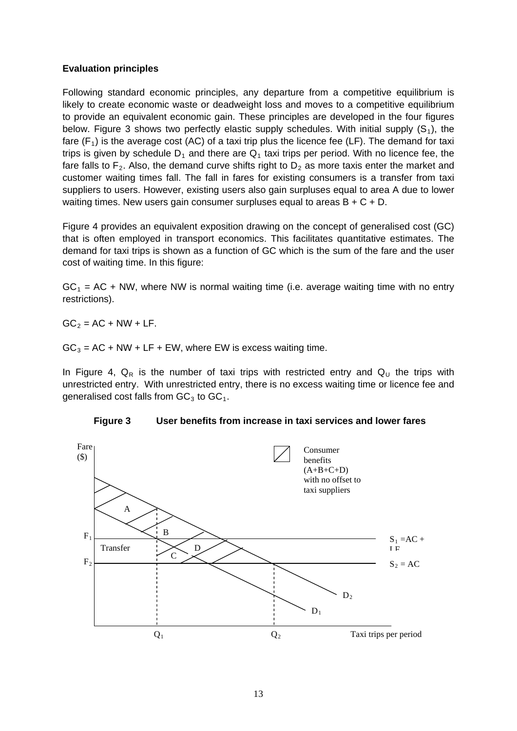**Evaluation principles**

Following standard economic principles, any departure from a competitive equilibrium is likely to create economic waste or deadweight loss and moves to a competitive equilibrium to provide an equivalent economic gain. These principles are developed in the four figures below. Figure 3 shows two perfectly elastic supply schedules. With initial supply ($S_1$), the fare ($F_1$) is the average cost (AC) of a taxi trip plus the licence fee (LF). The demand for taxi trips is given by schedule $D_1$ and there are $Q_1$ taxi trips per period. With no licence fee, the fare falls to $F_2$. Also, the demand curve shifts right to $D_2$ as more taxis enter the market and customer waiting times fall. The fall in fares for existing consumers is a transfer from taxi suppliers to users. However, existing users also gain surpluses equal to area A due to lower waiting times. New users gain consumer surpluses equal to areas B + C + D.

Figure 4 provides an equivalent exposition drawing on the concept of generalised cost (GC) that is often employed in transport economics. This facilitates quantitative estimates. The demand for taxi trips is shown as a function of GC which is the sum of the fare and the user cost of waiting time. In this figure:

$GC_1$ = AC + NW, where NW is normal waiting time (i.e. average waiting time with no entry restrictions).

$GC_2$ = AC + NW + LF.

$GC_3$ = AC + NW + LF + EW, where EW is excess waiting time.

In Figure 4, $Q_R$ is the number of taxi trips with restricted entry and $Q_U$ the trips with unrestricted entry. With unrestricted entry, there is no excess waiting time or licence fee and generalised cost falls from $GC_3$ to $GC_1$.

**Figure 3 User benefits from increase in taxi services and lower fares**

Fare ($)

Consumer benefits (A+B+C+D) with no offset to taxi suppliers

A

B

$F_1$

Transfer

D

C

$F_2$

$S_1$ = AC + LF

$S_2$ = AC

$D_2$

$D_1$

$Q_1$ $Q_2$ Taxi trips per period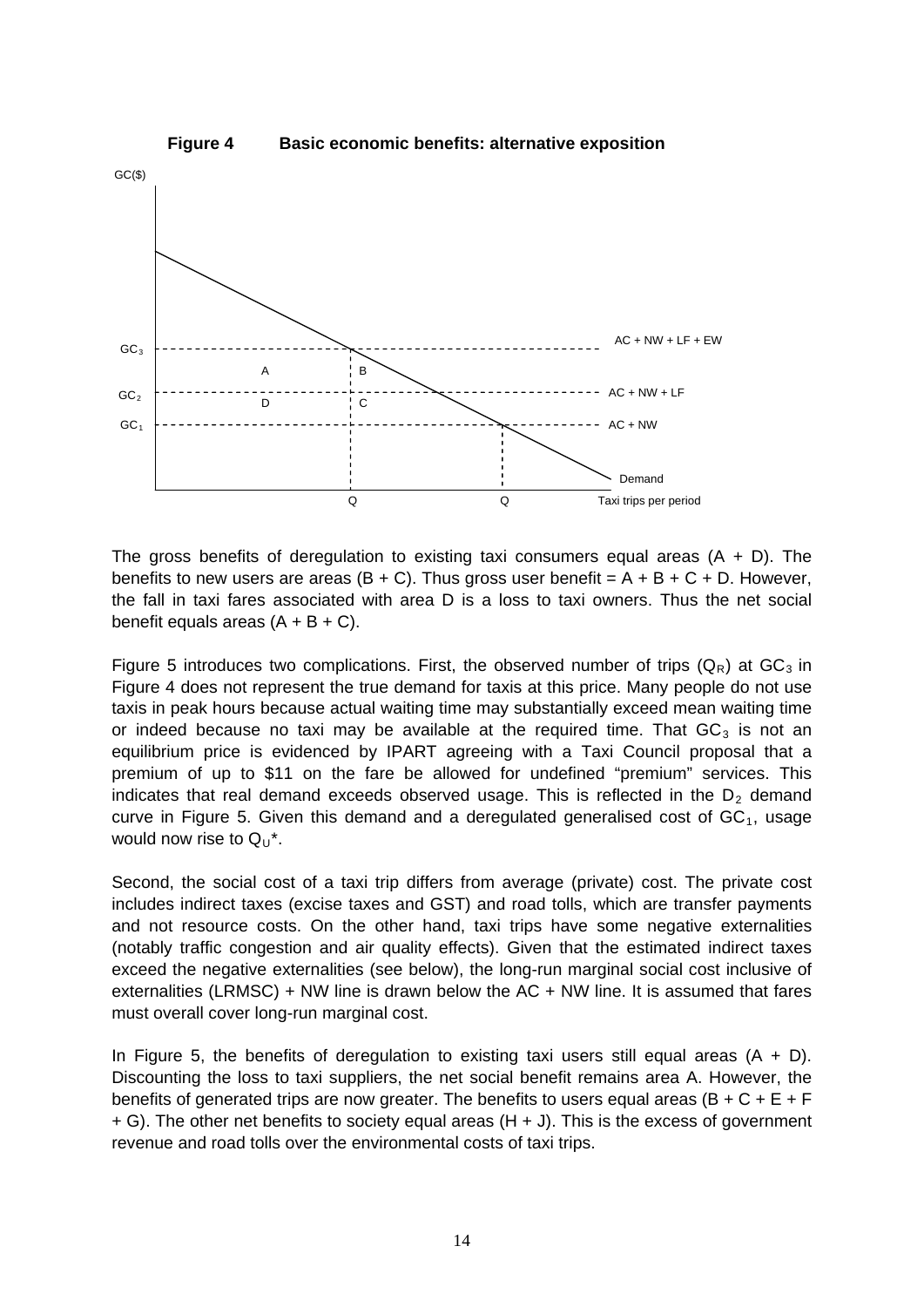**Figure 4 Basic economic benefits: alternative exposition**

The gross benefits of deregulation to existing taxi consumers equal areas (A + D). The benefits to new users are areas (B + C). Thus gross user benefit = A + B + C + D. However, the fall in taxi fares associated with area D is a loss to taxi owners. Thus the net social benefit equals areas (A + B + C).

Figure 5 introduces two complications. First, the observed number of trips ($Q_R$) at $GC_3$ in Figure 4 does not represent the true demand for taxis at this price. Many people do not use taxis in peak hours because actual waiting time may substantially exceed mean waiting time or indeed because no taxi may be available at the required time. That $GC_3$ is not an equilibrium price is evidenced by IPART agreeing with a Taxi Council proposal that a premium of up to $11 on the fare be allowed for undefined "premium" services. This indicates that real demand exceeds observed usage. This is reflected in the $D_2$ demand curve in Figure 5. Given this demand and a deregulated generalised cost of $GC_1$, usage would now rise to $Q_U$*.

Second, the social cost of a taxi trip differs from average (private) cost. The private cost includes indirect taxes (excise taxes and GST) and road tolls, which are transfer payments and not resource costs. On the other hand, taxi trips have some negative externalities (notably traffic congestion and air quality effects). Given that the estimated indirect taxes exceed the negative externalities (see below), the long-run marginal social cost inclusive of externalities (LRMSC) + NW line is drawn below the AC + NW line. It is assumed that fares must overall cover long-run marginal cost.

In Figure 5, the benefits of deregulation to existing taxi users still equal areas (A + D). Discounting the loss to taxi suppliers, the net social benefit remains area A. However, the benefits of generated trips are now greater. The benefits to users equal areas (B + C + E + F + G). The other net benefits to society equal areas (H + J). This is the excess of government revenue and road tolls over the environmental costs of taxi trips.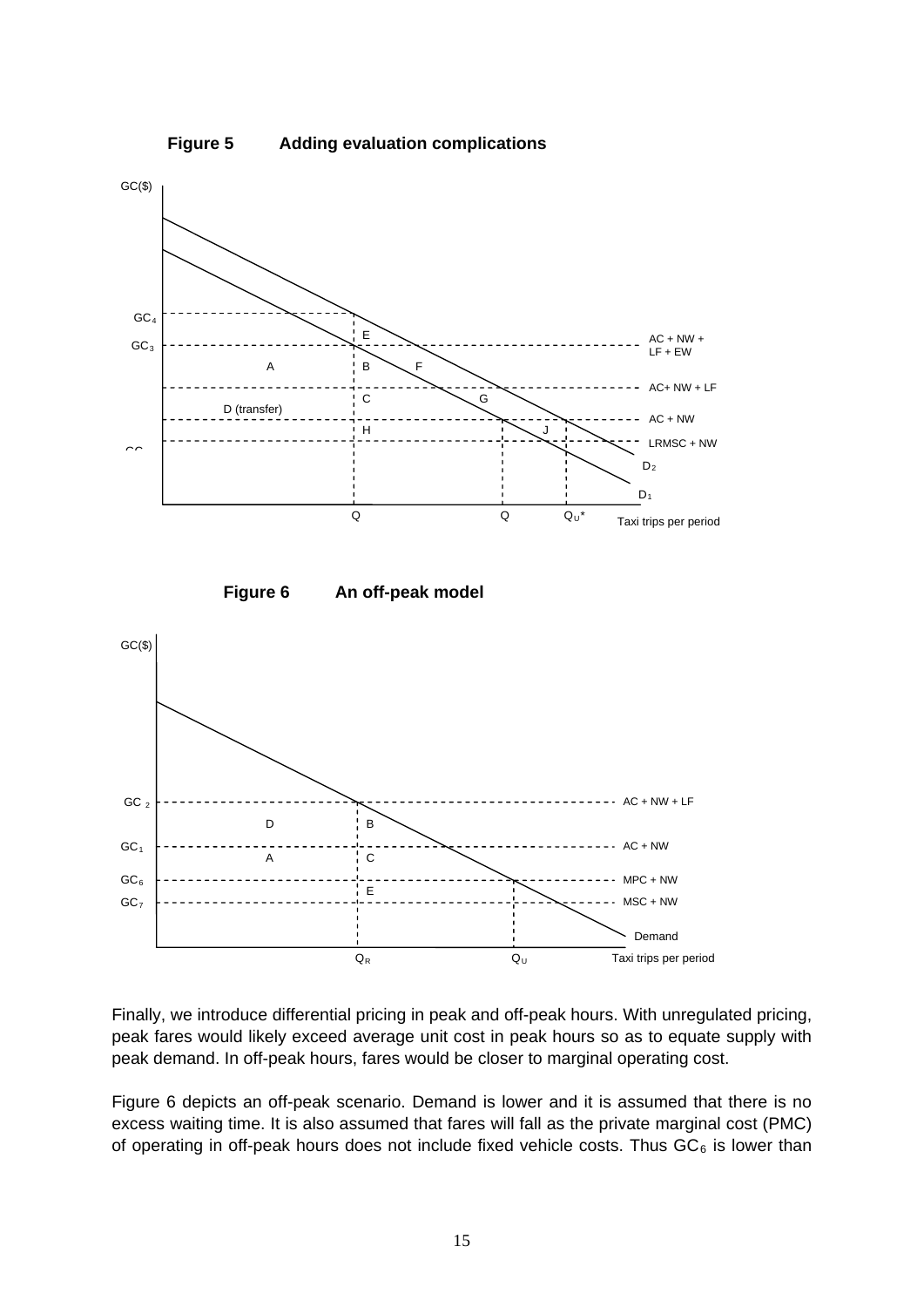**Figure 5 Adding evaluation complications**

**Figure 6 An off-peak model**

Finally, we introduce differential pricing in peak and off-peak hours. With unregulated pricing, peak fares would likely exceed average unit cost in peak hours so as to equate supply with peak demand. In off-peak hours, fares would be closer to marginal operating cost.

Figure 6 depicts an off-peak scenario. Demand is lower and it is assumed that there is no excess waiting time. It is also assumed that fares will fall as the private marginal cost (PMC) of operating in off-peak hours does not include fixed vehicle costs. Thus $GC_6$ is lower than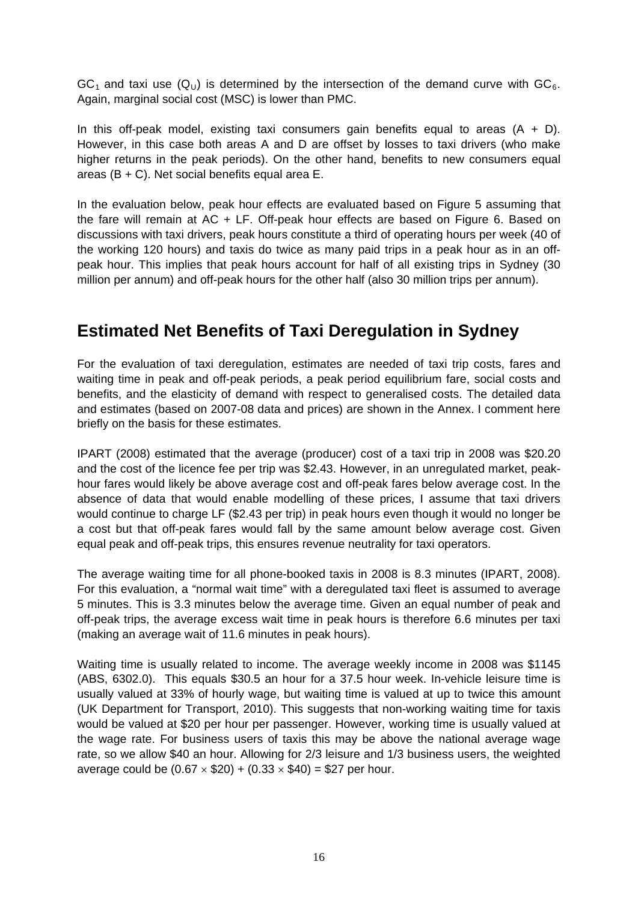$GC_1$ and taxi use ($Q_U$) is determined by the intersection of the demand curve with $GC_6$. Again, marginal social cost (MSC) is lower than PMC.

In this off-peak model, existing taxi consumers gain benefits equal to areas (A + D). However, in this case both areas A and D are offset by losses to taxi drivers (who make higher returns in the peak periods). On the other hand, benefits to new consumers equal areas (B + C). Net social benefits equal area E.

In the evaluation below, peak hour effects are evaluated based on Figure 5 assuming that the fare will remain at AC + LF. Off-peak hour effects are based on Figure 6. Based on discussions with taxi drivers, peak hours constitute a third of operating hours per week (40 of the working 120 hours) and taxis do twice as many paid trips in a peak hour as in an off-peak hour. This implies that peak hours account for half of all existing trips in Sydney (30 million per annum) and off-peak hours for the other half (also 30 million trips per annum).

## Estimated Net Benefits of Taxi Deregulation in Sydney

For the evaluation of taxi deregulation, estimates are needed of taxi trip costs, fares and waiting time in peak and off-peak periods, a peak period equilibrium fare, social costs and benefits, and the elasticity of demand with respect to generalised costs. The detailed data and estimates (based on 2007-08 data and prices) are shown in the Annex. I comment here briefly on the basis for these estimates.

IPART (2008) estimated that the average (producer) cost of a taxi trip in 2008 was $20.20 and the cost of the licence fee per trip was $2.43. However, in an unregulated market, peak-hour fares would likely be above average cost and off-peak fares below average cost. In the absence of data that would enable modelling of these prices, I assume that taxi drivers would continue to charge LF ($2.43 per trip) in peak hours even though it would no longer be a cost but that off-peak fares would fall by the same amount below average cost. Given equal peak and off-peak trips, this ensures revenue neutrality for taxi operators.

The average waiting time for all phone-booked taxis in 2008 is 8.3 minutes (IPART, 2008). For this evaluation, a "normal wait time" with a deregulated taxi fleet is assumed to average 5 minutes. This is 3.3 minutes below the average time. Given an equal number of peak and off-peak trips, the average excess wait time in peak hours is therefore 6.6 minutes per taxi (making an average wait of 11.6 minutes in peak hours).

Waiting time is usually related to income. The average weekly income in 2008 was $1145 (ABS, 6302.0). This equals $30.5 an hour for a 37.5 hour week. In-vehicle leisure time is usually valued at 33% of hourly wage, but waiting time is valued at up to twice this amount (UK Department for Transport, 2010). This suggests that non-working waiting time for taxis would be valued at $20 per hour per passenger. However, working time is usually valued at the wage rate. For business users of taxis this may be above the national average wage rate, so we allow $40 an hour. Allowing for 2/3 leisure and 1/3 business users, the weighted average could be $(0.67 \times \$20) + (0.33 \times \$40) = \$27$ per hour.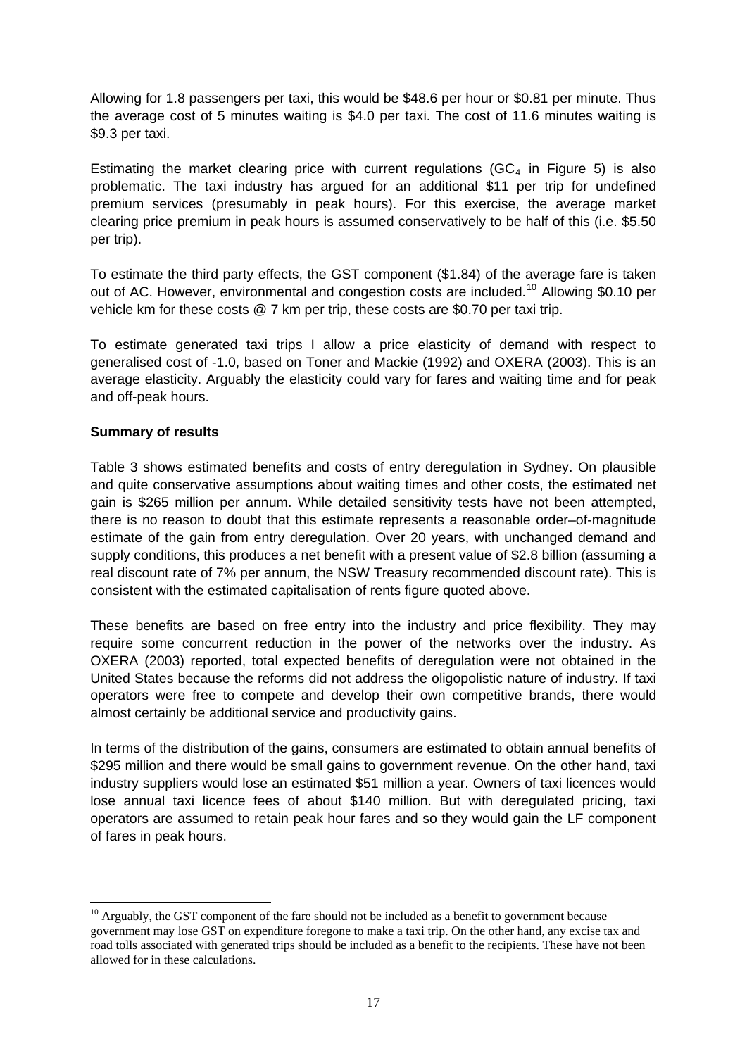Allowing for 1.8 passengers per taxi, this would be $48.6 per hour or $0.81 per minute. Thus the average cost of 5 minutes waiting is $4.0 per taxi. The cost of 11.6 minutes waiting is $9.3 per taxi.

Estimating the market clearing price with current regulations ($GC_4$ in Figure 5) is also problematic. The taxi industry has argued for an additional $11 per trip for undefined premium services (presumably in peak hours). For this exercise, the average market clearing price premium in peak hours is assumed conservatively to be half of this (i.e. $5.50 per trip).

To estimate the third party effects, the GST component ($1.84) of the average fare is taken out of AC. However, environmental and congestion costs are included.[10] Allowing $0.10 per vehicle km for these costs @ 7 km per trip, these costs are $0.70 per taxi trip.

To estimate generated taxi trips I allow a price elasticity of demand with respect to generalised cost of -1.0, based on Toner and Mackie (1992) and OXERA (2003). This is an average elasticity. Arguably the elasticity could vary for fares and waiting time and for peak and off-peak hours.

**Summary of results**

Table 3 shows estimated benefits and costs of entry deregulation in Sydney. On plausible and quite conservative assumptions about waiting times and other costs, the estimated net gain is $265 million per annum. While detailed sensitivity tests have not been attempted, there is no reason to doubt that this estimate represents a reasonable order–of-magnitude estimate of the gain from entry deregulation. Over 20 years, with unchanged demand and supply conditions, this produces a net benefit with a present value of $2.8 billion (assuming a real discount rate of 7% per annum, the NSW Treasury recommended discount rate). This is consistent with the estimated capitalisation of rents figure quoted above.

These benefits are based on free entry into the industry and price flexibility. They may require some concurrent reduction in the power of the networks over the industry. As OXERA (2003) reported, total expected benefits of deregulation were not obtained in the United States because the reforms did not address the oligopolistic nature of industry. If taxi operators were free to compete and develop their own competitive brands, there would almost certainly be additional service and productivity gains.

In terms of the distribution of the gains, consumers are estimated to obtain annual benefits of $295 million and there would be small gains to government revenue. On the other hand, taxi industry suppliers would lose an estimated $51 million a year. Owners of taxi licences would lose annual taxi licence fees of about $140 million. But with deregulated pricing, taxi operators are assumed to retain peak hour fares and so they would gain the LF component of fares in peak hours.

---

[10] Arguably, the GST component of the fare should not be included as a benefit to government because government may lose GST on expenditure foregone to make a taxi trip. On the other hand, any excise tax and road tolls associated with generated trips should be included as a benefit to the recipients. These have not been allowed for in these calculations.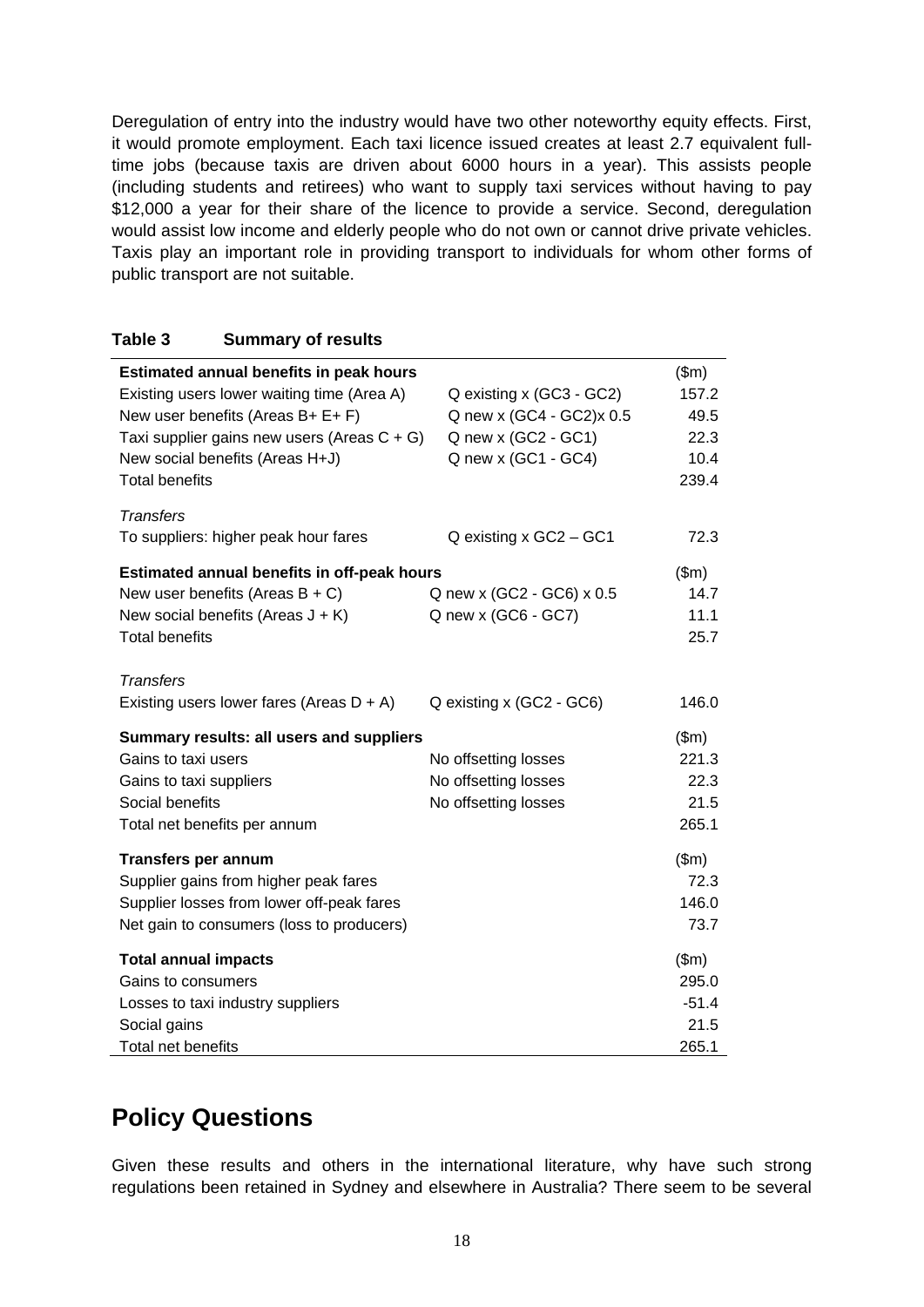Deregulation of entry into the industry would have two other noteworthy equity effects. First, it would promote employment. Each taxi licence issued creates at least 2.7 equivalent full-time jobs (because taxis are driven about 6000 hours in a year). This assists people (including students and retirees) who want to supply taxi services without having to pay $12,000 a year for their share of the licence to provide a service. Second, deregulation would assist low income and elderly people who do not own or cannot drive private vehicles. Taxis play an important role in providing transport to individuals for whom other forms of public transport are not suitable.

**Table 3 Summary of results**

| | | |
|---|---|---|
| **Estimated annual benefits in peak hours** | | ($m) |
| Existing users lower waiting time (Area A) | Q existing x (GC3 - GC2) | 157.2 |
| New user benefits (Areas B+ E+ F) | Q new x (GC4 - GC2)x 0.5 | 49.5 |
| Taxi supplier gains new users (Areas C + G) | Q new x (GC2 - GC1) | 22.3 |
| New social benefits (Areas H+J) | Q new x (GC1 - GC4) | 10.4 |
| Total benefits | | 239.4 |
| *Transfers* | | |
| To suppliers: higher peak hour fares | Q existing x GC2 – GC1 | 72.3 |
| **Estimated annual benefits in off-peak hours** | | ($m) |
| New user benefits (Areas B + C) | Q new x (GC2 - GC6) x 0.5 | 14.7 |
| New social benefits (Areas J + K) | Q new x (GC6 - GC7) | 11.1 |
| Total benefits | | 25.7 |
| *Transfers* | | |
| Existing users lower fares (Areas D + A) | Q existing x (GC2 - GC6) | 146.0 |
| **Summary results: all users and suppliers** | | ($m) |
| Gains to taxi users | No offsetting losses | 221.3 |
| Gains to taxi suppliers | No offsetting losses | 22.3 |
| Social benefits | No offsetting losses | 21.5 |
| Total net benefits per annum | | 265.1 |
| **Transfers per annum** | | ($m) |
| Supplier gains from higher peak fares | | 72.3 |
| Supplier losses from lower off-peak fares | | 146.0 |
| Net gain to consumers (loss to producers) | | 73.7 |
| **Total annual impacts** | | ($m) |
| Gains to consumers | | 295.0 |
| Losses to taxi industry suppliers | | -51.4 |
| Social gains | | 21.5 |
| Total net benefits | | 265.1 |

## Policy Questions

Given these results and others in the international literature, why have such strong regulations been retained in Sydney and elsewhere in Australia? There seem to be several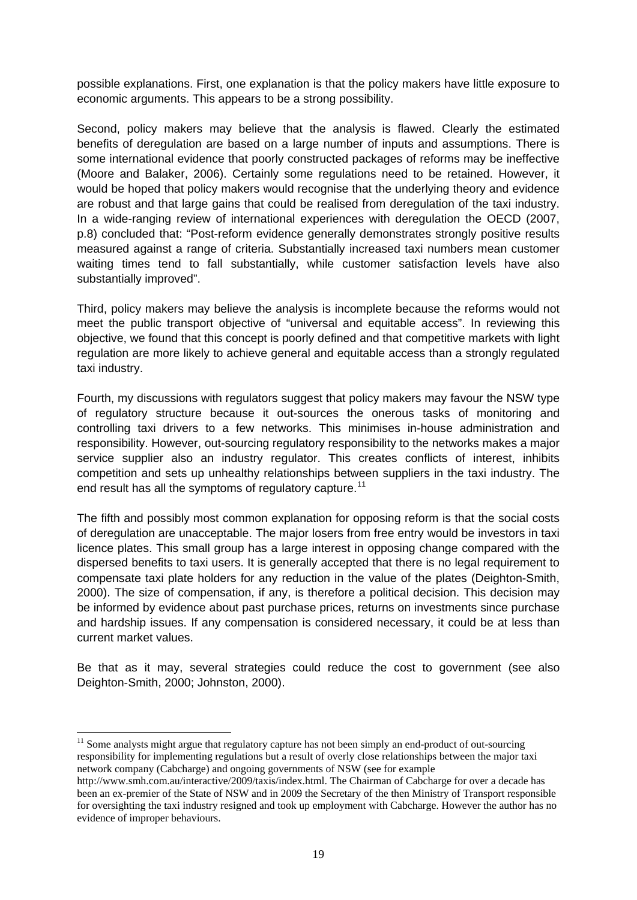possible explanations. First, one explanation is that the policy makers have little exposure to economic arguments. This appears to be a strong possibility.

Second, policy makers may believe that the analysis is flawed. Clearly the estimated benefits of deregulation are based on a large number of inputs and assumptions. There is some international evidence that poorly constructed packages of reforms may be ineffective (Moore and Balaker, 2006). Certainly some regulations need to be retained. However, it would be hoped that policy makers would recognise that the underlying theory and evidence are robust and that large gains that could be realised from deregulation of the taxi industry. In a wide-ranging review of international experiences with deregulation the OECD (2007, p.8) concluded that: "Post-reform evidence generally demonstrates strongly positive results measured against a range of criteria. Substantially increased taxi numbers mean customer waiting times tend to fall substantially, while customer satisfaction levels have also substantially improved".

Third, policy makers may believe the analysis is incomplete because the reforms would not meet the public transport objective of "universal and equitable access". In reviewing this objective, we found that this concept is poorly defined and that competitive markets with light regulation are more likely to achieve general and equitable access than a strongly regulated taxi industry.

Fourth, my discussions with regulators suggest that policy makers may favour the NSW type of regulatory structure because it out-sources the onerous tasks of monitoring and controlling taxi drivers to a few networks. This minimises in-house administration and responsibility. However, out-sourcing regulatory responsibility to the networks makes a major service supplier also an industry regulator. This creates conflicts of interest, inhibits competition and sets up unhealthy relationships between suppliers in the taxi industry. The end result has all the symptoms of regulatory capture.[11]

The fifth and possibly most common explanation for opposing reform is that the social costs of deregulation are unacceptable. The major losers from free entry would be investors in taxi licence plates. This small group has a large interest in opposing change compared with the dispersed benefits to taxi users. It is generally accepted that there is no legal requirement to compensate taxi plate holders for any reduction in the value of the plates (Deighton-Smith, 2000). The size of compensation, if any, is therefore a political decision. This decision may be informed by evidence about past purchase prices, returns on investments since purchase and hardship issues. If any compensation is considered necessary, it could be at less than current market values.

Be that as it may, several strategies could reduce the cost to government (see also Deighton-Smith, 2000; Johnston, 2000).

---

[11] Some analysts might argue that regulatory capture has not been simply an end-product of out-sourcing responsibility for implementing regulations but a result of overly close relationships between the major taxi network company (Cabcharge) and ongoing governments of NSW (see for example http://www.smh.com.au/interactive/2009/taxis/index.html. The Chairman of Cabcharge for over a decade has been an ex-premier of the State of NSW and in 2009 the Secretary of the then Ministry of Transport responsible for oversighting the taxi industry resigned and took up employment with Cabcharge. However the author has no evidence of improper behaviours.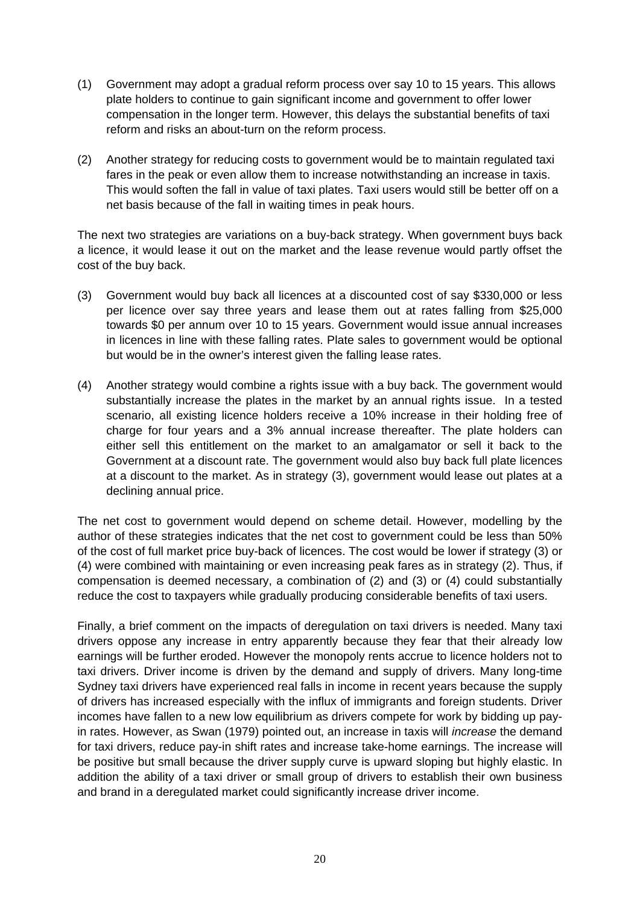(1) Government may adopt a gradual reform process over say 10 to 15 years. This allows plate holders to continue to gain significant income and government to offer lower compensation in the longer term. However, this delays the substantial benefits of taxi reform and risks an about-turn on the reform process.

(2) Another strategy for reducing costs to government would be to maintain regulated taxi fares in the peak or even allow them to increase notwithstanding an increase in taxis. This would soften the fall in value of taxi plates. Taxi users would still be better off on a net basis because of the fall in waiting times in peak hours.

The next two strategies are variations on a buy-back strategy. When government buys back a licence, it would lease it out on the market and the lease revenue would partly offset the cost of the buy back.

(3) Government would buy back all licences at a discounted cost of say $330,000 or less per licence over say three years and lease them out at rates falling from $25,000 towards $0 per annum over 10 to 15 years. Government would issue annual increases in licences in line with these falling rates. Plate sales to government would be optional but would be in the owner's interest given the falling lease rates.

(4) Another strategy would combine a rights issue with a buy back. The government would substantially increase the plates in the market by an annual rights issue. In a tested scenario, all existing licence holders receive a 10% increase in their holding free of charge for four years and a 3% annual increase thereafter. The plate holders can either sell this entitlement on the market to an amalgamator or sell it back to the Government at a discount rate. The government would also buy back full plate licences at a discount to the market. As in strategy (3), government would lease out plates at a declining annual price.

The net cost to government would depend on scheme detail. However, modelling by the author of these strategies indicates that the net cost to government could be less than 50% of the cost of full market price buy-back of licences. The cost would be lower if strategy (3) or (4) were combined with maintaining or even increasing peak fares as in strategy (2). Thus, if compensation is deemed necessary, a combination of (2) and (3) or (4) could substantially reduce the cost to taxpayers while gradually producing considerable benefits of taxi users.

Finally, a brief comment on the impacts of deregulation on taxi drivers is needed. Many taxi drivers oppose any increase in entry apparently because they fear that their already low earnings will be further eroded. However the monopoly rents accrue to licence holders not to taxi drivers. Driver income is driven by the demand and supply of drivers. Many long-time Sydney taxi drivers have experienced real falls in income in recent years because the supply of drivers has increased especially with the influx of immigrants and foreign students. Driver incomes have fallen to a new low equilibrium as drivers compete for work by bidding up pay-in rates. However, as Swan (1979) pointed out, an increase in taxis will *increase* the demand for taxi drivers, reduce pay-in shift rates and increase take-home earnings. The increase will be positive but small because the driver supply curve is upward sloping but highly elastic. In addition the ability of a taxi driver or small group of drivers to establish their own business and brand in a deregulated market could significantly increase driver income.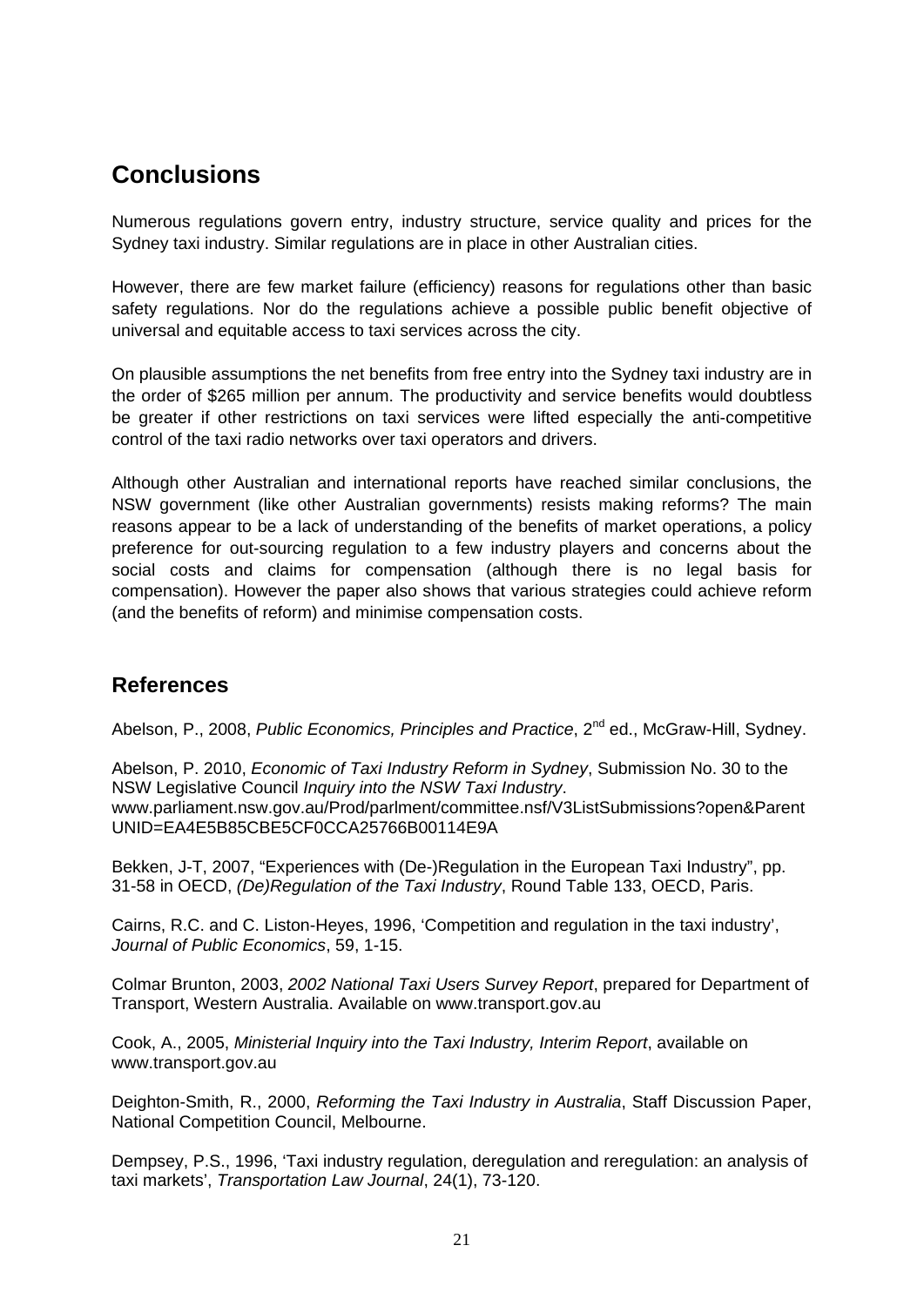## Conclusions

Numerous regulations govern entry, industry structure, service quality and prices for the Sydney taxi industry. Similar regulations are in place in other Australian cities.

However, there are few market failure (efficiency) reasons for regulations other than basic safety regulations. Nor do the regulations achieve a possible public benefit objective of universal and equitable access to taxi services across the city.

On plausible assumptions the net benefits from free entry into the Sydney taxi industry are in the order of $265 million per annum. The productivity and service benefits would doubtless be greater if other restrictions on taxi services were lifted especially the anti-competitive control of the taxi radio networks over taxi operators and drivers.

Although other Australian and international reports have reached similar conclusions, the NSW government (like other Australian governments) resists making reforms? The main reasons appear to be a lack of understanding of the benefits of market operations, a policy preference for out-sourcing regulation to a few industry players and concerns about the social costs and claims for compensation (although there is no legal basis for compensation). However the paper also shows that various strategies could achieve reform (and the benefits of reform) and minimise compensation costs.

## References

Abelson, P., 2008, *Public Economics, Principles and Practice*, 2nd ed., McGraw-Hill, Sydney.

Abelson, P. 2010, *Economic of Taxi Industry Reform in Sydney*, Submission No. 30 to the NSW Legislative Council *Inquiry into the NSW Taxi Industry*. www.parliament.nsw.gov.au/Prod/parlment/committee.nsf/V3ListSubmissions?open&ParentUNID=EA4E5B85CBE5CF0CCA25766B00114E9A

Bekken, J-T, 2007, "Experiences with (De-)Regulation in the European Taxi Industry", pp. 31-58 in OECD, *(De)Regulation of the Taxi Industry*, Round Table 133, OECD, Paris.

Cairns, R.C. and C. Liston-Heyes, 1996, 'Competition and regulation in the taxi industry', *Journal of Public Economics*, 59, 1-15.

Colmar Brunton, 2003, *2002 National Taxi Users Survey Report*, prepared for Department of Transport, Western Australia. Available on www.transport.gov.au

Cook, A., 2005, *Ministerial Inquiry into the Taxi Industry, Interim Report*, available on www.transport.gov.au

Deighton-Smith, R., 2000, *Reforming the Taxi Industry in Australia*, Staff Discussion Paper, National Competition Council, Melbourne.

Dempsey, P.S., 1996, 'Taxi industry regulation, deregulation and reregulation: an analysis of taxi markets', *Transportation Law Journal*, 24(1), 73-120.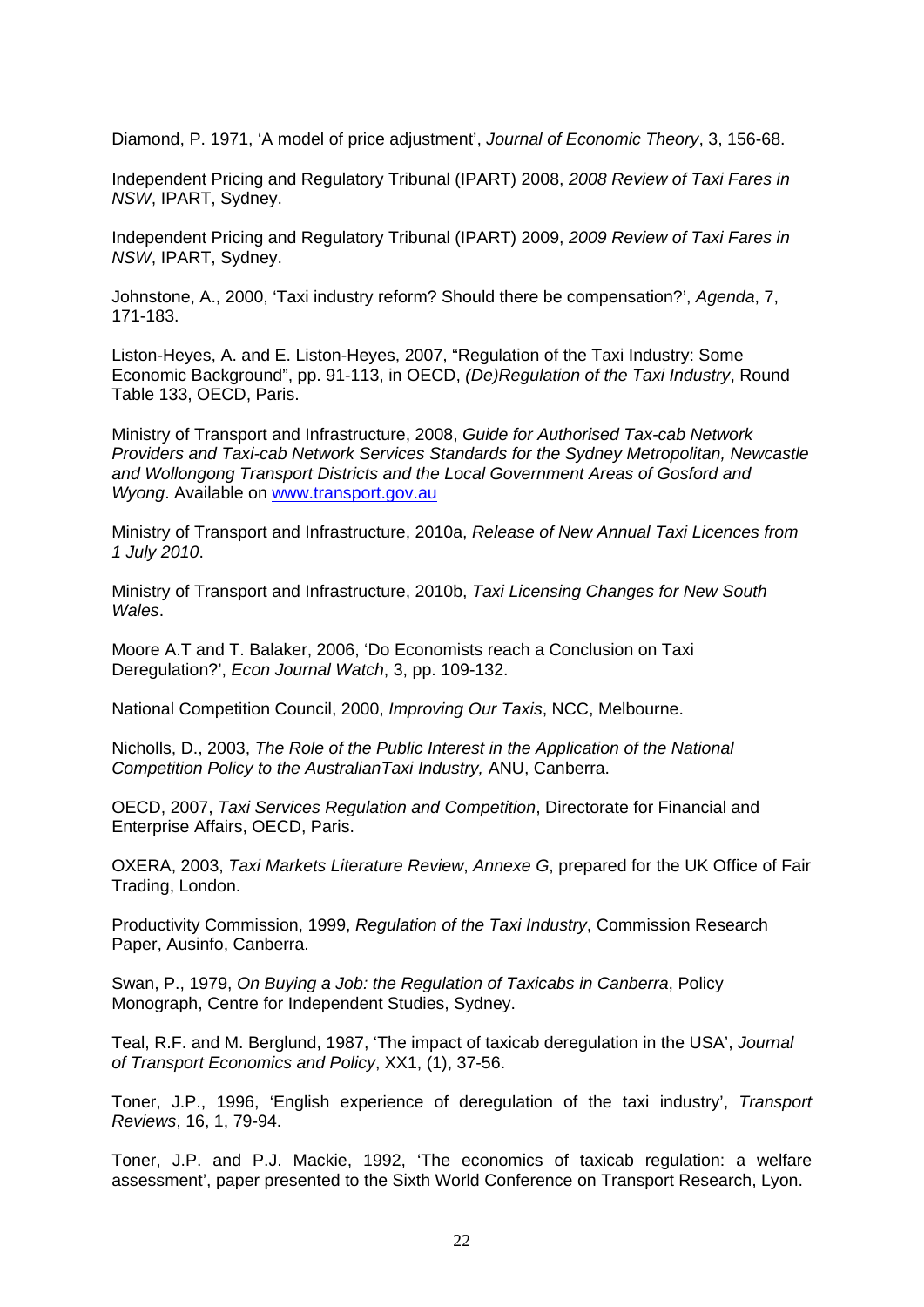Diamond, P. 1971, 'A model of price adjustment', *Journal of Economic Theory*, 3, 156-68.

Independent Pricing and Regulatory Tribunal (IPART) 2008, *2008 Review of Taxi Fares in NSW*, IPART, Sydney.

Independent Pricing and Regulatory Tribunal (IPART) 2009, *2009 Review of Taxi Fares in NSW*, IPART, Sydney.

Johnstone, A., 2000, 'Taxi industry reform? Should there be compensation?', *Agenda*, 7, 171-183.

Liston-Heyes, A. and E. Liston-Heyes, 2007, "Regulation of the Taxi Industry: Some Economic Background", pp. 91-113, in OECD, *(De)Regulation of the Taxi Industry*, Round Table 133, OECD, Paris.

Ministry of Transport and Infrastructure, 2008, *Guide for Authorised Tax-cab Network Providers and Taxi-cab Network Services Standards for the Sydney Metropolitan, Newcastle and Wollongong Transport Districts and the Local Government Areas of Gosford and Wyong*. Available on [www.transport.gov.au](http://www.transport.gov.au)

Ministry of Transport and Infrastructure, 2010a, *Release of New Annual Taxi Licences from 1 July 2010*.

Ministry of Transport and Infrastructure, 2010b, *Taxi Licensing Changes for New South Wales*.

Moore A.T and T. Balaker, 2006, 'Do Economists reach a Conclusion on Taxi Deregulation?', *Econ Journal Watch*, 3, pp. 109-132.

National Competition Council, 2000, *Improving Our Taxis*, NCC, Melbourne.

Nicholls, D., 2003, *The Role of the Public Interest in the Application of the National Competition Policy to the AustralianTaxi Industry,* ANU, Canberra.

OECD, 2007, *Taxi Services Regulation and Competition*, Directorate for Financial and Enterprise Affairs, OECD, Paris.

OXERA, 2003, *Taxi Markets Literature Review*, *Annexe G*, prepared for the UK Office of Fair Trading, London.

Productivity Commission, 1999, *Regulation of the Taxi Industry*, Commission Research Paper, Ausinfo, Canberra.

Swan, P., 1979, *On Buying a Job: the Regulation of Taxicabs in Canberra*, Policy Monograph, Centre for Independent Studies, Sydney.

Teal, R.F. and M. Berglund, 1987, 'The impact of taxicab deregulation in the USA', *Journal of Transport Economics and Policy*, XX1, (1), 37-56.

Toner, J.P., 1996, 'English experience of deregulation of the taxi industry', *Transport Reviews*, 16, 1, 79-94.

Toner, J.P. and P.J. Mackie, 1992, 'The economics of taxicab regulation: a welfare assessment', paper presented to the Sixth World Conference on Transport Research, Lyon.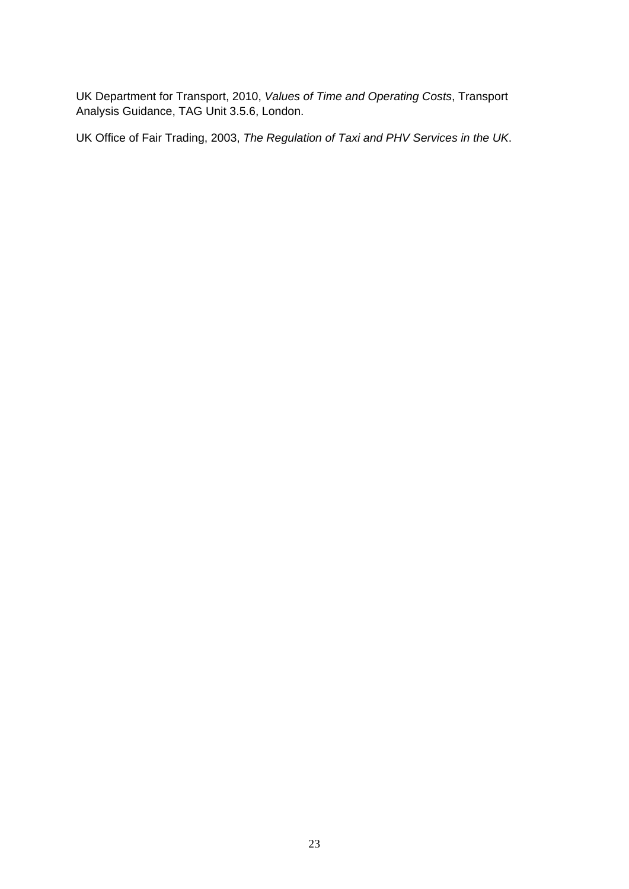UK Department for Transport, 2010, *Values of Time and Operating Costs*, Transport Analysis Guidance, TAG Unit 3.5.6, London.

UK Office of Fair Trading, 2003, *The Regulation of Taxi and PHV Services in the UK*.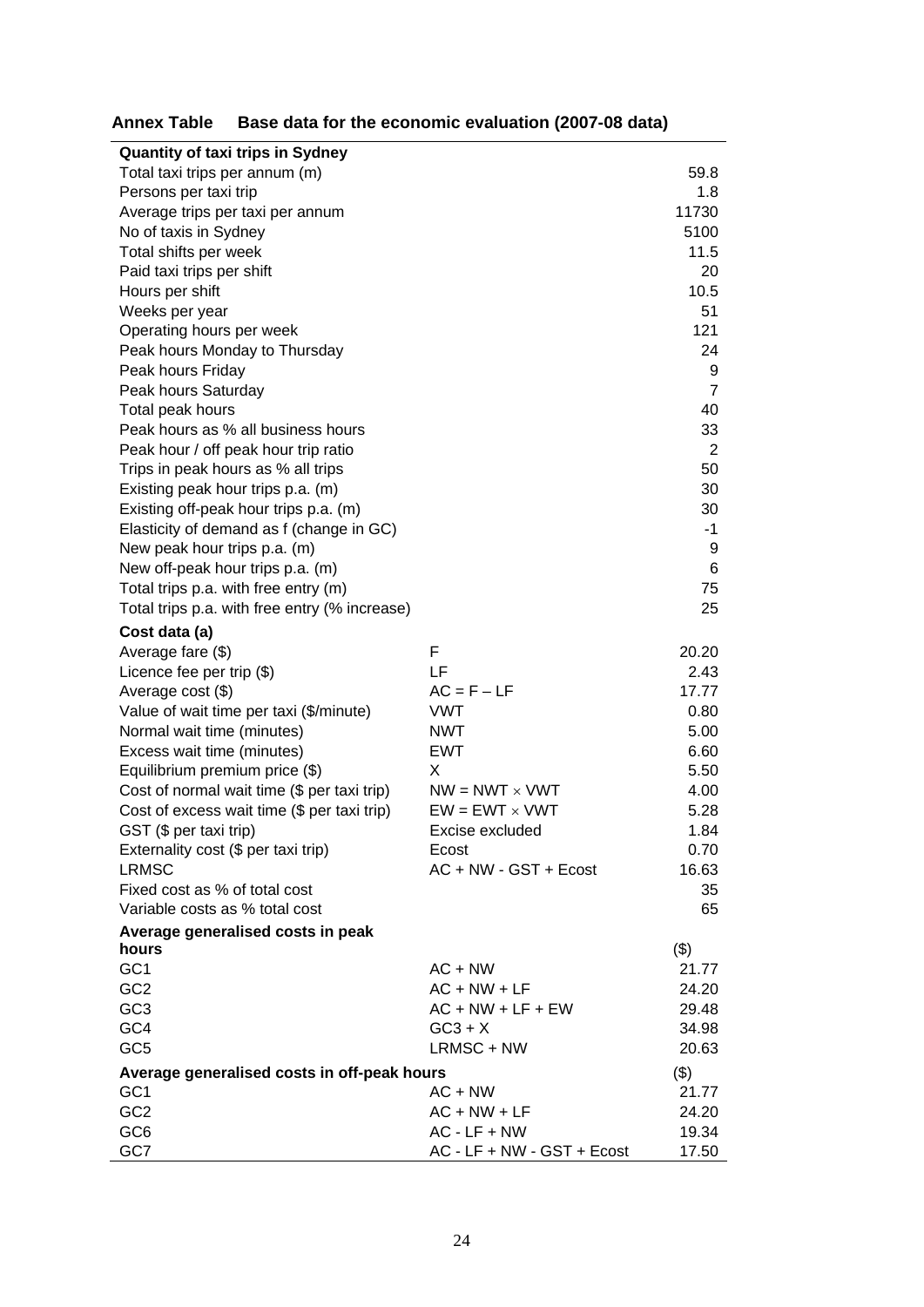**Annex Table Base data for the economic evaluation (2007-08 data)**

| | | |
|---|---|---|
| **Quantity of taxi trips in Sydney** | | |
| Total taxi trips per annum (m) | | 59.8 |
| Persons per taxi trip | | 1.8 |
| Average trips per taxi per annum | | 11730 |
| No of taxis in Sydney | | 5100 |
| Total shifts per week | | 11.5 |
| Paid taxi trips per shift | | 20 |
| Hours per shift | | 10.5 |
| Weeks per year | | 51 |
| Operating hours per week | | 121 |
| Peak hours Monday to Thursday | | 24 |
| Peak hours Friday | | 9 |
| Peak hours Saturday | | 7 |
| Total peak hours | | 40 |
| Peak hours as % all business hours | | 33 |
| Peak hour / off peak hour trip ratio | | 2 |
| Trips in peak hours as % all trips | | 50 |
| Existing peak hour trips p.a. (m) | | 30 |
| Existing off-peak hour trips p.a. (m) | | 30 |
| Elasticity of demand as f (change in GC) | | -1 |
| New peak hour trips p.a. (m) | | 9 |
| New off-peak hour trips p.a. (m) | | 6 |
| Total trips p.a. with free entry (m) | | 75 |
| Total trips p.a. with free entry (% increase) | | 25 |
| **Cost data (a)** | | |
| Average fare ($) | F | 20.20 |
| Licence fee per trip ($) | LF | 2.43 |
| Average cost ($) | AC = F – LF | 17.77 |
| Value of wait time per taxi ($/minute) | VWT | 0.80 |
| Normal wait time (minutes) | NWT | 5.00 |
| Excess wait time (minutes) | EWT | 6.60 |
| Equilibrium premium price ($) | X | 5.50 |
| Cost of normal wait time ($ per taxi trip) | NW = NWT × VWT | 4.00 |
| Cost of excess wait time ($ per taxi trip) | EW = EWT × VWT | 5.28 |
| GST ($ per taxi trip) | Excise excluded | 1.84 |
| Externality cost ($ per taxi trip) | Ecost | 0.70 |
| LRMSC | AC + NW - GST + Ecost | 16.63 |
| Fixed cost as % of total cost | | 35 |
| Variable costs as % total cost | | 65 |
| **Average generalised costs in peak hours** | | ($) |
| GC1 | AC + NW | 21.77 |
| GC2 | AC + NW + LF | 24.20 |
| GC3 | AC + NW + LF + EW | 29.48 |
| GC4 | GC3 + X | 34.98 |
| GC5 | LRMSC + NW | 20.63 |
| **Average generalised costs in off-peak hours** | | ($) |
| GC1 | AC + NW | 21.77 |
| GC2 | AC + NW + LF | 24.20 |
| GC6 | AC - LF + NW | 19.34 |
| GC7 | AC - LF + NW - GST + Ecost | 17.50 |